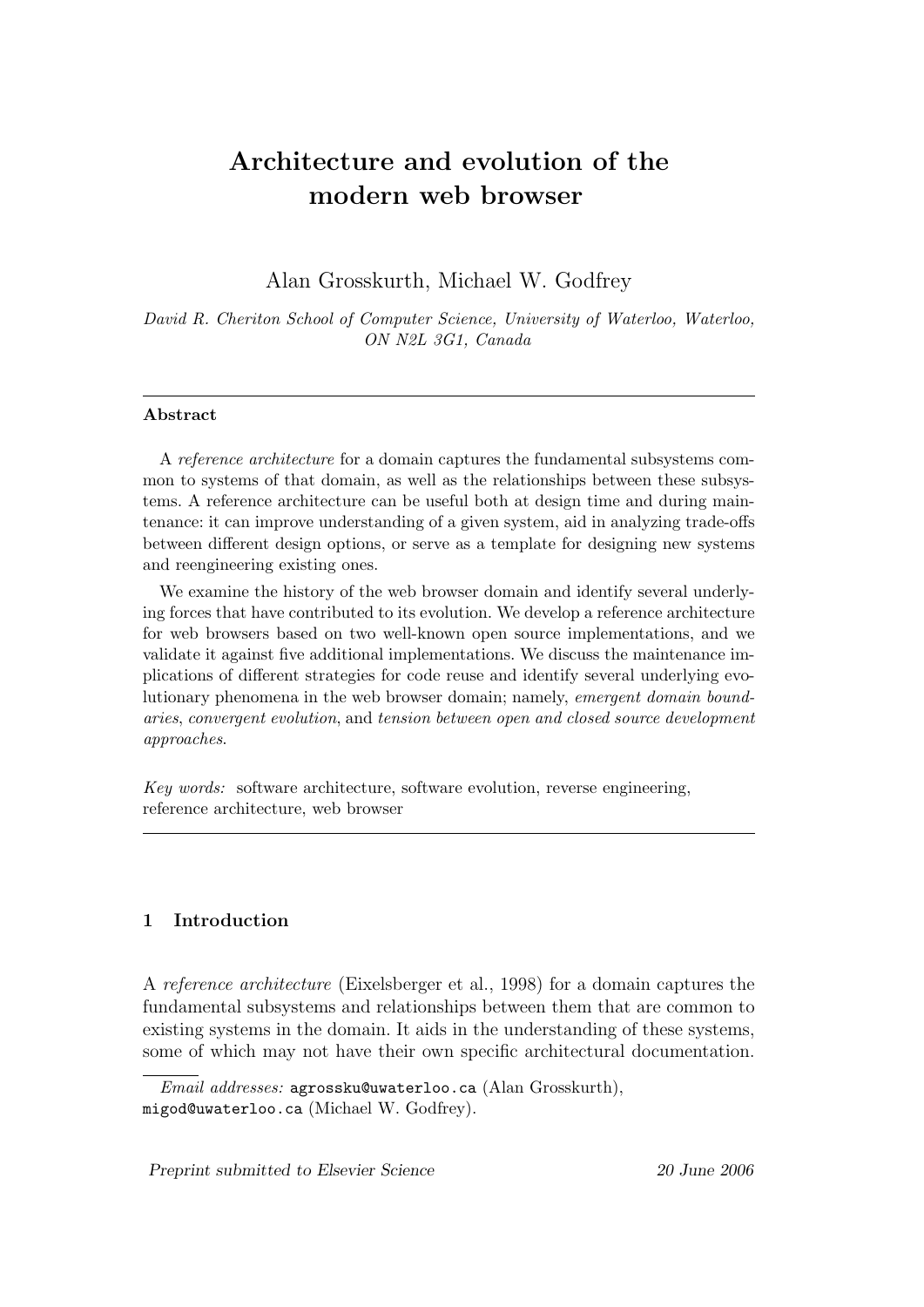# Architecture and evolution of the modern web browser

Alan Grosskurth, Michael W. Godfrey

*David R. Cheriton School of Computer Science, University of Waterloo, Waterloo, ON N2L 3G1, Canada*

---

**Abstract**

A *reference architecture* for a domain captures the fundamental subsystems common to systems of that domain, as well as the relationships between these subsystems. A reference architecture can be useful both at design time and during maintenance: it can improve understanding of a given system, aid in analyzing trade-offs between different design options, or serve as a template for designing new systems and reengineering existing ones.

We examine the history of the web browser domain and identify several underlying forces that have contributed to its evolution. We develop a reference architecture for web browsers based on two well-known open source implementations, and we validate it against five additional implementations. We discuss the maintenance implications of different strategies for code reuse and identify several underlying evolutionary phenomena in the web browser domain; namely, *emergent domain boundaries*, *convergent evolution*, and *tension between open and closed source development approaches*.

*Key words:* software architecture, software evolution, reverse engineering, reference architecture, web browser

---

## 1 Introduction

A *reference architecture* (Eixelsberger et al., 1998) for a domain captures the fundamental subsystems and relationships between them that are common to existing systems in the domain. It aids in the understanding of these systems, some of which may not have their own specific architectural documentation.

*Email addresses:* agrossku@uwaterloo.ca (Alan Grosskurth), migod@uwaterloo.ca (Michael W. Godfrey).

Preprint submitted to Elsevier Science 20 June 2006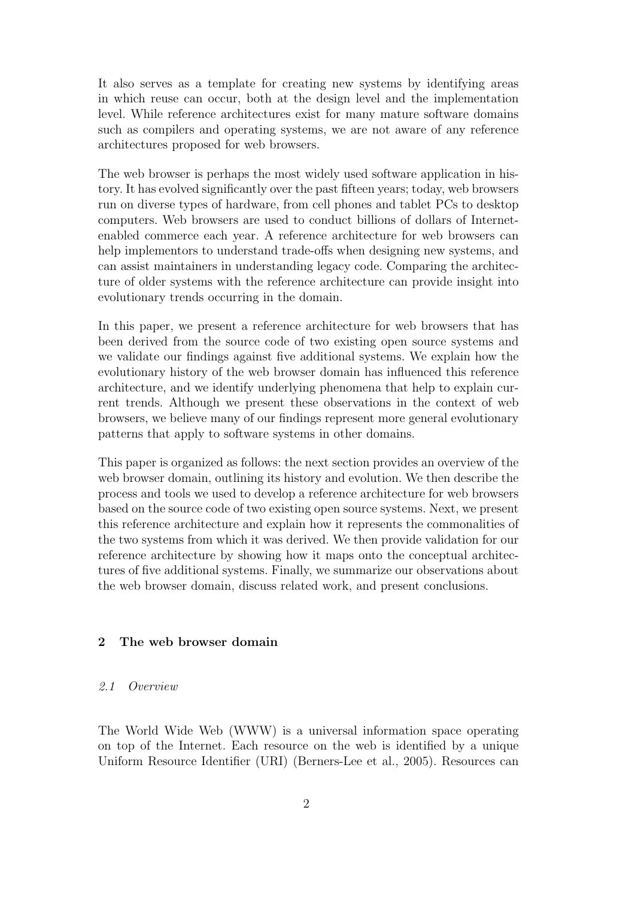It also serves as a template for creating new systems by identifying areas in which reuse can occur, both at the design level and the implementation level. While reference architectures exist for many mature software domains such as compilers and operating systems, we are not aware of any reference architectures proposed for web browsers.

The web browser is perhaps the most widely used software application in history. It has evolved significantly over the past fifteen years; today, web browsers run on diverse types of hardware, from cell phones and tablet PCs to desktop computers. Web browsers are used to conduct billions of dollars of Internet-enabled commerce each year. A reference architecture for web browsers can help implementors to understand trade-offs when designing new systems, and can assist maintainers in understanding legacy code. Comparing the architecture of older systems with the reference architecture can provide insight into evolutionary trends occurring in the domain.

In this paper, we present a reference architecture for web browsers that has been derived from the source code of two existing open source systems and we validate our findings against five additional systems. We explain how the evolutionary history of the web browser domain has influenced this reference architecture, and we identify underlying phenomena that help to explain current trends. Although we present these observations in the context of web browsers, we believe many of our findings represent more general evolutionary patterns that apply to software systems in other domains.

This paper is organized as follows: the next section provides an overview of the web browser domain, outlining its history and evolution. We then describe the process and tools we used to develop a reference architecture for web browsers based on the source code of two existing open source systems. Next, we present this reference architecture and explain how it represents the commonalities of the two systems from which it was derived. We then provide validation for our reference architecture by showing how it maps onto the conceptual architectures of five additional systems. Finally, we summarize our observations about the web browser domain, discuss related work, and present conclusions.

## 2 The web browser domain

### *2.1 Overview*

The World Wide Web (WWW) is a universal information space operating on top of the Internet. Each resource on the web is identified by a unique Uniform Resource Identifier (URI) (Berners-Lee et al., 2005). Resources can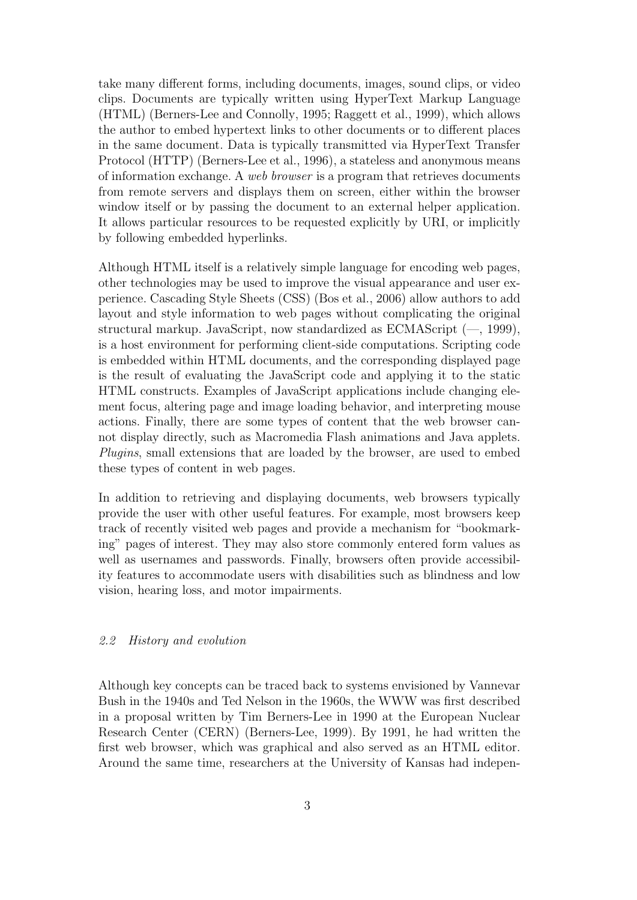take many different forms, including documents, images, sound clips, or video clips. Documents are typically written using HyperText Markup Language (HTML) (Berners-Lee and Connolly, 1995; Raggett et al., 1999), which allows the author to embed hypertext links to other documents or to different places in the same document. Data is typically transmitted via HyperText Transfer Protocol (HTTP) (Berners-Lee et al., 1996), a stateless and anonymous means of information exchange. A *web browser* is a program that retrieves documents from remote servers and displays them on screen, either within the browser window itself or by passing the document to an external helper application. It allows particular resources to be requested explicitly by URI, or implicitly by following embedded hyperlinks.

Although HTML itself is a relatively simple language for encoding web pages, other technologies may be used to improve the visual appearance and user experience. Cascading Style Sheets (CSS) (Bos et al., 2006) allow authors to add layout and style information to web pages without complicating the original structural markup. JavaScript, now standardized as ECMAScript (—, 1999), is a host environment for performing client-side computations. Scripting code is embedded within HTML documents, and the corresponding displayed page is the result of evaluating the JavaScript code and applying it to the static HTML constructs. Examples of JavaScript applications include changing element focus, altering page and image loading behavior, and interpreting mouse actions. Finally, there are some types of content that the web browser cannot display directly, such as Macromedia Flash animations and Java applets. *Plugins*, small extensions that are loaded by the browser, are used to embed these types of content in web pages.

In addition to retrieving and displaying documents, web browsers typically provide the user with other useful features. For example, most browsers keep track of recently visited web pages and provide a mechanism for "bookmarking" pages of interest. They may also store commonly entered form values as well as usernames and passwords. Finally, browsers often provide accessibility features to accommodate users with disabilities such as blindness and low vision, hearing loss, and motor impairments.

### *2.2 History and evolution*

Although key concepts can be traced back to systems envisioned by Vannevar Bush in the 1940s and Ted Nelson in the 1960s, the WWW was first described in a proposal written by Tim Berners-Lee in 1990 at the European Nuclear Research Center (CERN) (Berners-Lee, 1999). By 1991, he had written the first web browser, which was graphical and also served as an HTML editor. Around the same time, researchers at the University of Kansas had indepen-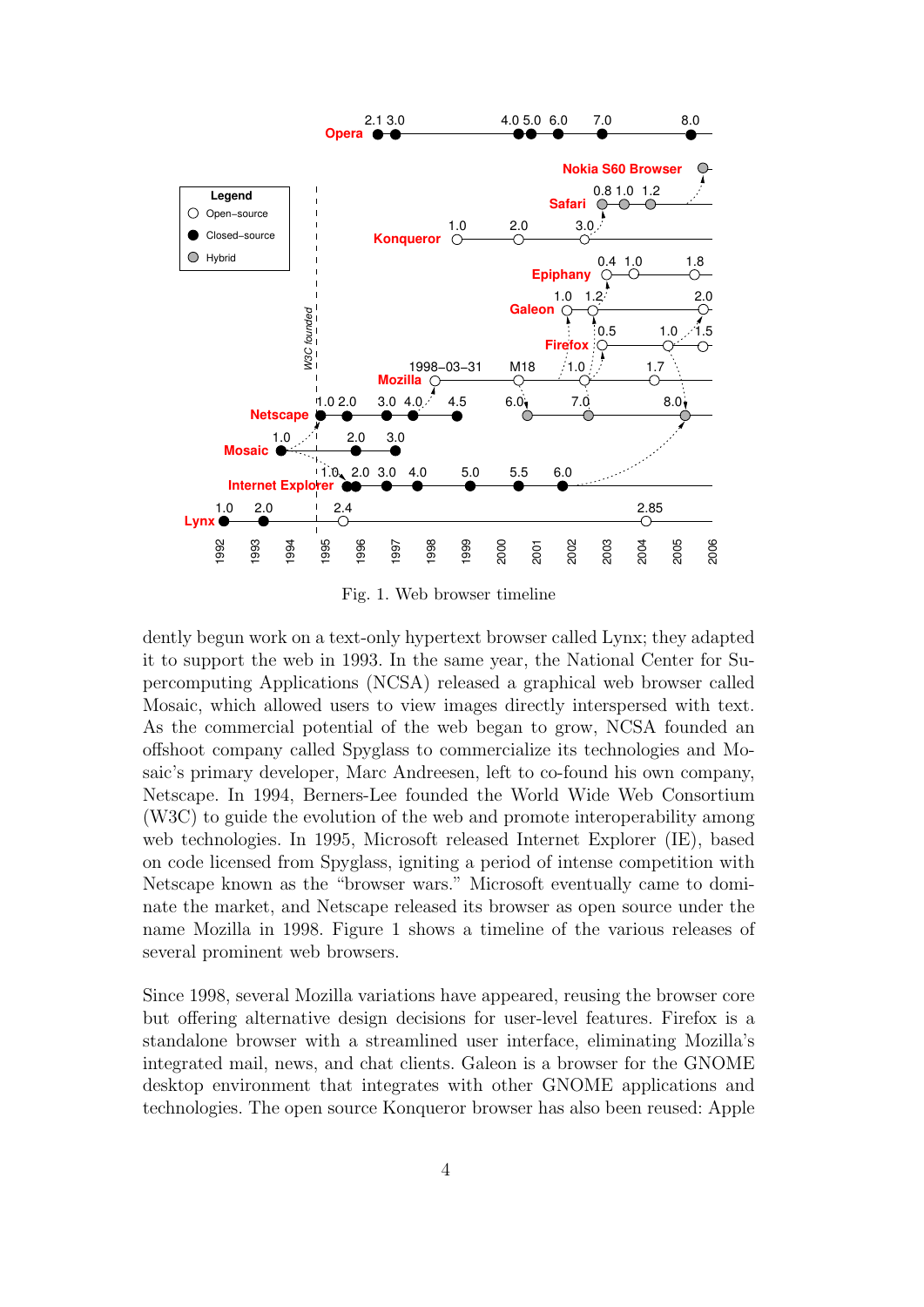Fig. 1. Web browser timeline

dently begun work on a text-only hypertext browser called Lynx; they adapted it to support the web in 1993. In the same year, the National Center for Supercomputing Applications (NCSA) released a graphical web browser called Mosaic, which allowed users to view images directly interspersed with text. As the commercial potential of the web began to grow, NCSA founded an offshoot company called Spyglass to commercialize its technologies and Mosaic's primary developer, Marc Andreesen, left to co-found his own company, Netscape. In 1994, Berners-Lee founded the World Wide Web Consortium (W3C) to guide the evolution of the web and promote interoperability among web technologies. In 1995, Microsoft released Internet Explorer (IE), based on code licensed from Spyglass, igniting a period of intense competition with Netscape known as the "browser wars." Microsoft eventually came to dominate the market, and Netscape released its browser as open source under the name Mozilla in 1998. Figure 1 shows a timeline of the various releases of several prominent web browsers.

Since 1998, several Mozilla variations have appeared, reusing the browser core but offering alternative design decisions for user-level features. Firefox is a standalone browser with a streamlined user interface, eliminating Mozilla's integrated mail, news, and chat clients. Galeon is a browser for the GNOME desktop environment that integrates with other GNOME applications and technologies. The open source Konqueror browser has also been reused: Apple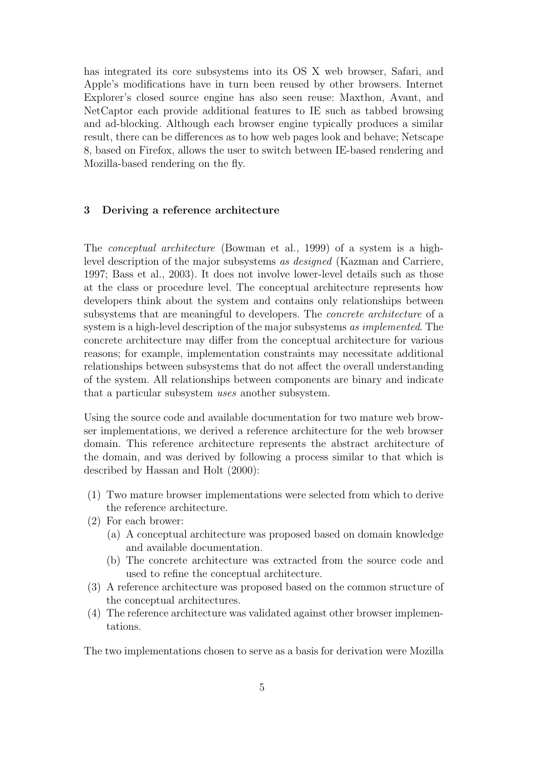has integrated its core subsystems into its OS X web browser, Safari, and Apple's modifications have in turn been reused by other browsers. Internet Explorer's closed source engine has also seen reuse: Maxthon, Avant, and NetCaptor each provide additional features to IE such as tabbed browsing and ad-blocking. Although each browser engine typically produces a similar result, there can be differences as to how web pages look and behave; Netscape 8, based on Firefox, allows the user to switch between IE-based rendering and Mozilla-based rendering on the fly.

## 3 Deriving a reference architecture

The *conceptual architecture* (Bowman et al., 1999) of a system is a high-level description of the major subsystems *as designed* (Kazman and Carriere, 1997; Bass et al., 2003). It does not involve lower-level details such as those at the class or procedure level. The conceptual architecture represents how developers think about the system and contains only relationships between subsystems that are meaningful to developers. The *concrete architecture* of a system is a high-level description of the major subsystems *as implemented*. The concrete architecture may differ from the conceptual architecture for various reasons; for example, implementation constraints may necessitate additional relationships between subsystems that do not affect the overall understanding of the system. All relationships between components are binary and indicate that a particular subsystem *uses* another subsystem.

Using the source code and available documentation for two mature web browser implementations, we derived a reference architecture for the web browser domain. This reference architecture represents the abstract architecture of the domain, and was derived by following a process similar to that which is described by Hassan and Holt (2000):

(1) Two mature browser implementations were selected from which to derive the reference architecture.
(2) For each brower:
    (a) A conceptual architecture was proposed based on domain knowledge and available documentation.
    (b) The concrete architecture was extracted from the source code and used to refine the conceptual architecture.
(3) A reference architecture was proposed based on the common structure of the conceptual architectures.
(4) The reference architecture was validated against other browser implementations.

The two implementations chosen to serve as a basis for derivation were Mozilla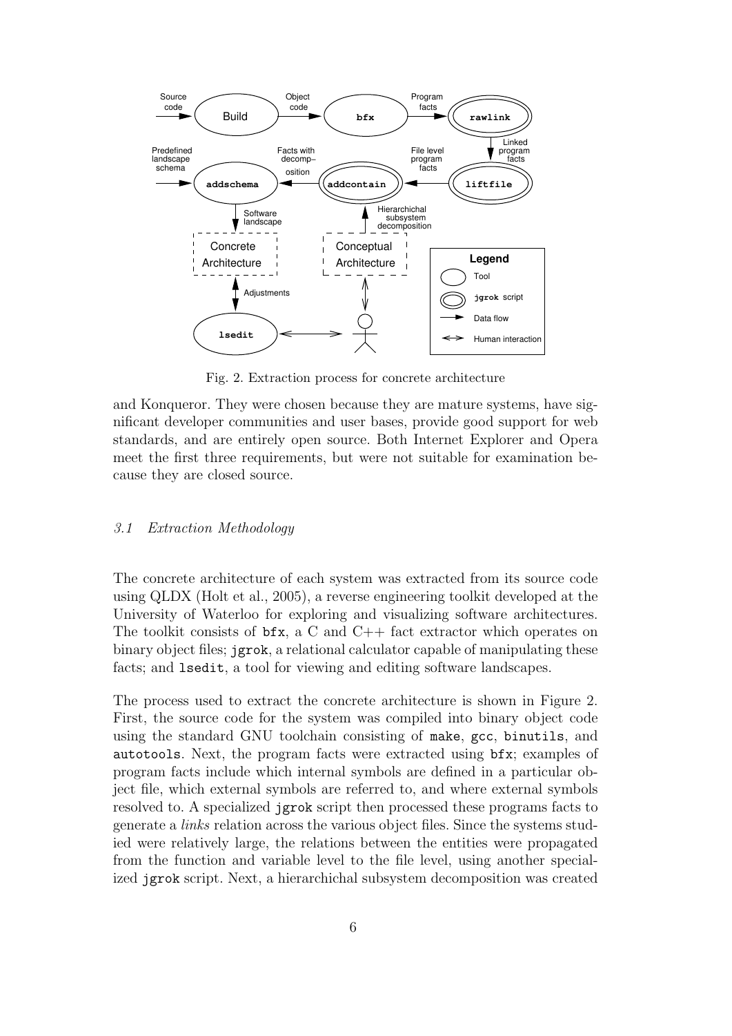Fig. 2. Extraction process for concrete architecture

and Konqueror. They were chosen because they are mature systems, have significant developer communities and user bases, provide good support for web standards, and are entirely open source. Both Internet Explorer and Opera meet the first three requirements, but were not suitable for examination because they are closed source.

### *3.1 Extraction Methodology*

The concrete architecture of each system was extracted from its source code using QLDX (Holt et al., 2005), a reverse engineering toolkit developed at the University of Waterloo for exploring and visualizing software architectures. The toolkit consists of `bfx`, a C and C++ fact extractor which operates on binary object files; `jgrok`, a relational calculator capable of manipulating these facts; and `lsedit`, a tool for viewing and editing software landscapes.

The process used to extract the concrete architecture is shown in Figure 2. First, the source code for the system was compiled into binary object code using the standard GNU toolchain consisting of `make`, `gcc`, `binutils`, and `autotools`. Next, the program facts were extracted using `bfx`; examples of program facts include which internal symbols are defined in a particular object file, which external symbols are referred to, and where external symbols resolved to. A specialized `jgrok` script then processed these programs facts to generate a *links* relation across the various object files. Since the systems studied were relatively large, the relations between the entities were propagated from the function and variable level to the file level, using another specialized `jgrok` script. Next, a hierarchichal subsystem decomposition was created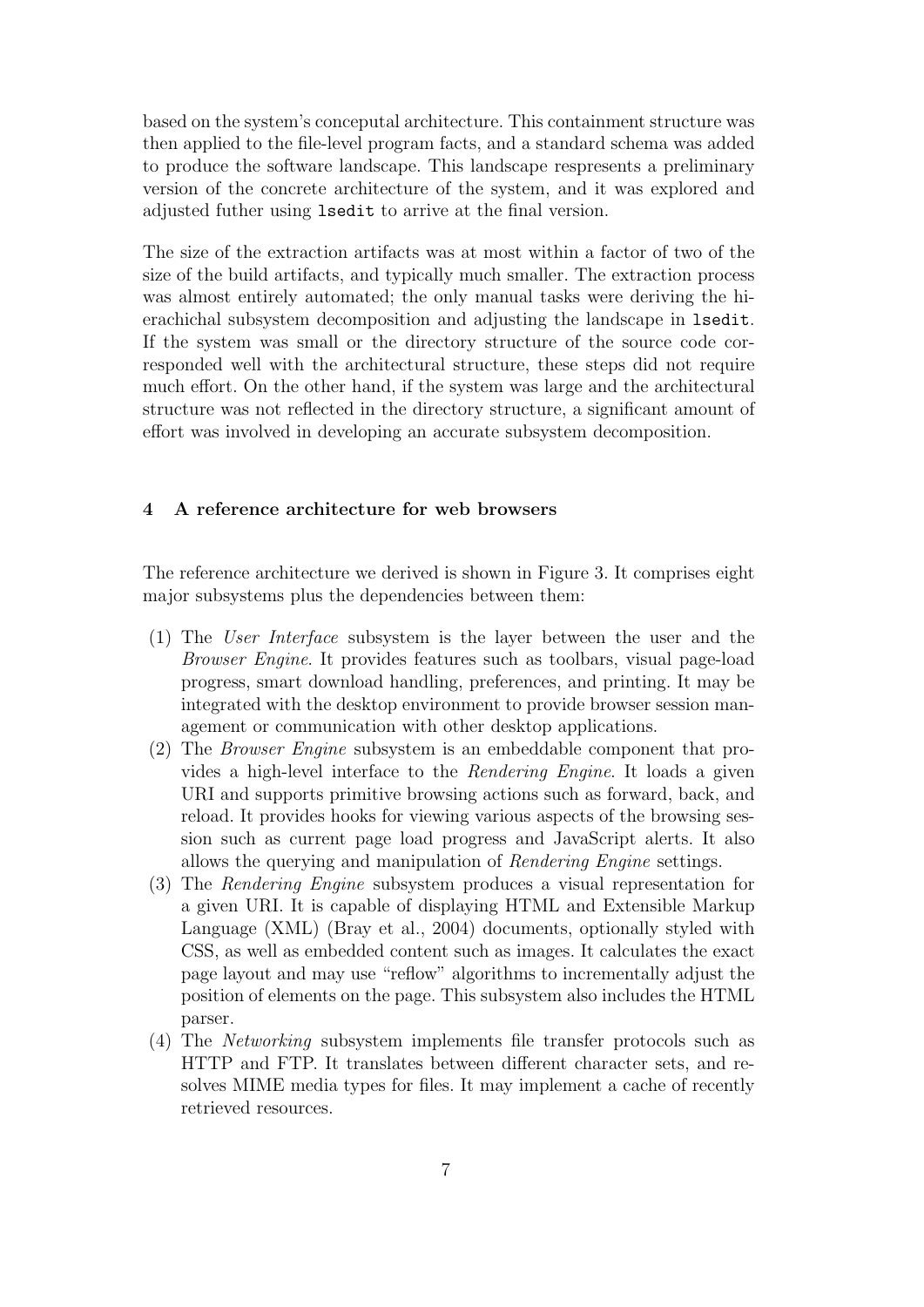based on the system's conceputal architecture. This containment structure was then applied to the file-level program facts, and a standard schema was added to produce the software landscape. This landscape respresents a preliminary version of the concrete architecture of the system, and it was explored and adjusted futher using `lsedit` to arrive at the final version.

The size of the extraction artifacts was at most within a factor of two of the size of the build artifacts, and typically much smaller. The extraction process was almost entirely automated; the only manual tasks were deriving the hierachichal subsystem decomposition and adjusting the landscape in `lsedit`. If the system was small or the directory structure of the source code corresponded well with the architectural structure, these steps did not require much effort. On the other hand, if the system was large and the architectural structure was not reflected in the directory structure, a significant amount of effort was involved in developing an accurate subsystem decomposition.

## 4 A reference architecture for web browsers

The reference architecture we derived is shown in Figure 3. It comprises eight major subsystems plus the dependencies between them:

(1) The *User Interface* subsystem is the layer between the user and the *Browser Engine*. It provides features such as toolbars, visual page-load progress, smart download handling, preferences, and printing. It may be integrated with the desktop environment to provide browser session management or communication with other desktop applications.

(2) The *Browser Engine* subsystem is an embeddable component that provides a high-level interface to the *Rendering Engine*. It loads a given URI and supports primitive browsing actions such as forward, back, and reload. It provides hooks for viewing various aspects of the browsing session such as current page load progress and JavaScript alerts. It also allows the querying and manipulation of *Rendering Engine* settings.

(3) The *Rendering Engine* subsystem produces a visual representation for a given URI. It is capable of displaying HTML and Extensible Markup Language (XML) (Bray et al., 2004) documents, optionally styled with CSS, as well as embedded content such as images. It calculates the exact page layout and may use "reflow" algorithms to incrementally adjust the position of elements on the page. This subsystem also includes the HTML parser.

(4) The *Networking* subsystem implements file transfer protocols such as HTTP and FTP. It translates between different character sets, and resolves MIME media types for files. It may implement a cache of recently retrieved resources.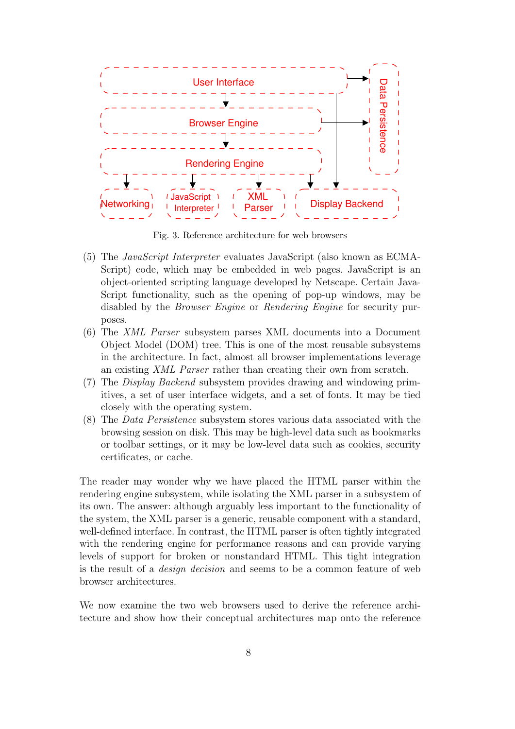Fig. 3. Reference architecture for web browsers

(5) The *JavaScript Interpreter* evaluates JavaScript (also known as ECMA-Script) code, which may be embedded in web pages. JavaScript is an object-oriented scripting language developed by Netscape. Certain Java-Script functionality, such as the opening of pop-up windows, may be disabled by the *Browser Engine* or *Rendering Engine* for security purposes.

(6) The *XML Parser* subsystem parses XML documents into a Document Object Model (DOM) tree. This is one of the most reusable subsystems in the architecture. In fact, almost all browser implementations leverage an existing *XML Parser* rather than creating their own from scratch.

(7) The *Display Backend* subsystem provides drawing and windowing primitives, a set of user interface widgets, and a set of fonts. It may be tied closely with the operating system.

(8) The *Data Persistence* subsystem stores various data associated with the browsing session on disk. This may be high-level data such as bookmarks or toolbar settings, or it may be low-level data such as cookies, security certificates, or cache.

The reader may wonder why we have placed the HTML parser within the rendering engine subsystem, while isolating the XML parser in a subsystem of its own. The answer: although arguably less important to the functionality of the system, the XML parser is a generic, reusable component with a standard, well-defined interface. In contrast, the HTML parser is often tightly integrated with the rendering engine for performance reasons and can provide varying levels of support for broken or nonstandard HTML. This tight integration is the result of a *design decision* and seems to be a common feature of web browser architectures.

We now examine the two web browsers used to derive the reference architecture and show how their conceptual architectures map onto the reference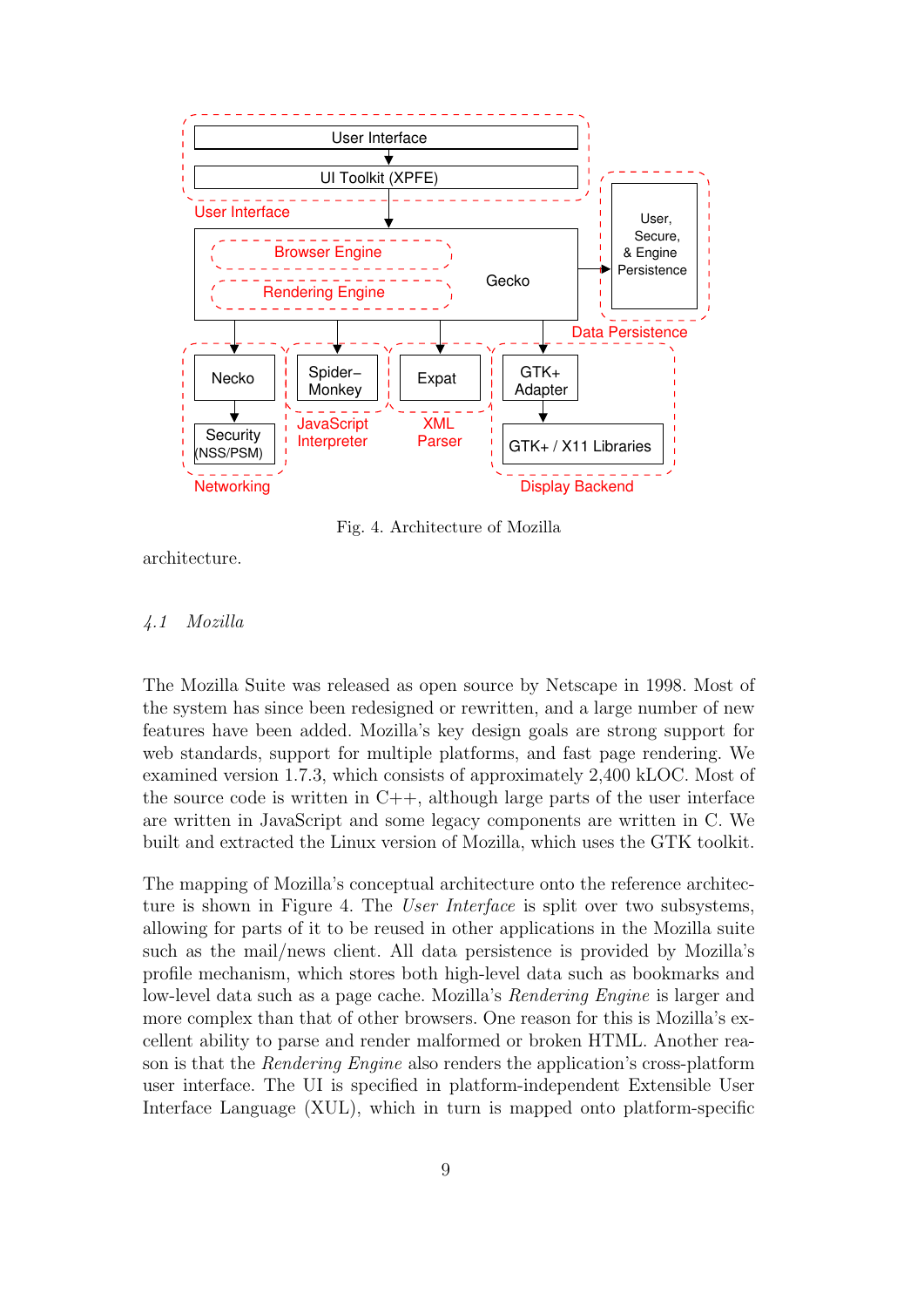Fig. 4. Architecture of Mozilla

architecture.

### *4.1 Mozilla*

The Mozilla Suite was released as open source by Netscape in 1998. Most of the system has since been redesigned or rewritten, and a large number of new features have been added. Mozilla's key design goals are strong support for web standards, support for multiple platforms, and fast page rendering. We examined version 1.7.3, which consists of approximately 2,400 kLOC. Most of the source code is written in C++, although large parts of the user interface are written in JavaScript and some legacy components are written in C. We built and extracted the Linux version of Mozilla, which uses the GTK toolkit.

The mapping of Mozilla's conceptual architecture onto the reference architecture is shown in Figure 4. The *User Interface* is split over two subsystems, allowing for parts of it to be reused in other applications in the Mozilla suite such as the mail/news client. All data persistence is provided by Mozilla's profile mechanism, which stores both high-level data such as bookmarks and low-level data such as a page cache. Mozilla's *Rendering Engine* is larger and more complex than that of other browsers. One reason for this is Mozilla's excellent ability to parse and render malformed or broken HTML. Another reason is that the *Rendering Engine* also renders the application's cross-platform user interface. The UI is specified in platform-independent Extensible User Interface Language (XUL), which in turn is mapped onto platform-specific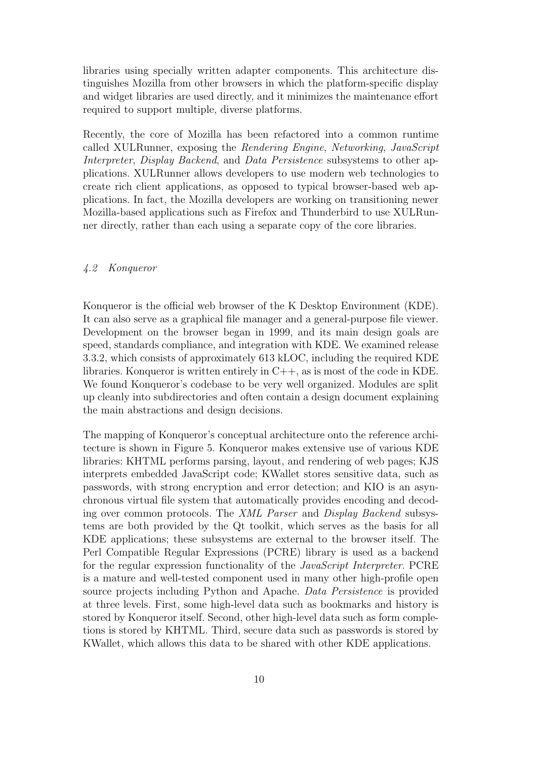libraries using specially written adapter components. This architecture distinguishes Mozilla from other browsers in which the platform-specific display and widget libraries are used directly, and it minimizes the maintenance effort required to support multiple, diverse platforms.

Recently, the core of Mozilla has been refactored into a common runtime called XULRunner, exposing the *Rendering Engine*, *Networking*, *JavaScript Interpreter*, *Display Backend*, and *Data Persistence* subsystems to other applications. XULRunner allows developers to use modern web technologies to create rich client applications, as opposed to typical browser-based web applications. In fact, the Mozilla developers are working on transitioning newer Mozilla-based applications such as Firefox and Thunderbird to use XULRunner directly, rather than each using a separate copy of the core libraries.

### *4.2 Konqueror*

Konqueror is the official web browser of the K Desktop Environment (KDE). It can also serve as a graphical file manager and a general-purpose file viewer. Development on the browser began in 1999, and its main design goals are speed, standards compliance, and integration with KDE. We examined release 3.3.2, which consists of approximately 613 kLOC, including the required KDE libraries. Konqueror is written entirely in C++, as is most of the code in KDE. We found Konqueror's codebase to be very well organized. Modules are split up cleanly into subdirectories and often contain a design document explaining the main abstractions and design decisions.

The mapping of Konqueror's conceptual architecture onto the reference architecture is shown in Figure 5. Konqueror makes extensive use of various KDE libraries: KHTML performs parsing, layout, and rendering of web pages; KJS interprets embedded JavaScript code; KWallet stores sensitive data, such as passwords, with strong encryption and error detection; and KIO is an asynchronous virtual file system that automatically provides encoding and decoding over common protocols. The *XML Parser* and *Display Backend* subsystems are both provided by the Qt toolkit, which serves as the basis for all KDE applications; these subsystems are external to the browser itself. The Perl Compatible Regular Expressions (PCRE) library is used as a backend for the regular expression functionality of the *JavaScript Interpreter*. PCRE is a mature and well-tested component used in many other high-profile open source projects including Python and Apache. *Data Persistence* is provided at three levels. First, some high-level data such as bookmarks and history is stored by Konqueror itself. Second, other high-level data such as form completions is stored by KHTML. Third, secure data such as passwords is stored by KWallet, which allows this data to be shared with other KDE applications.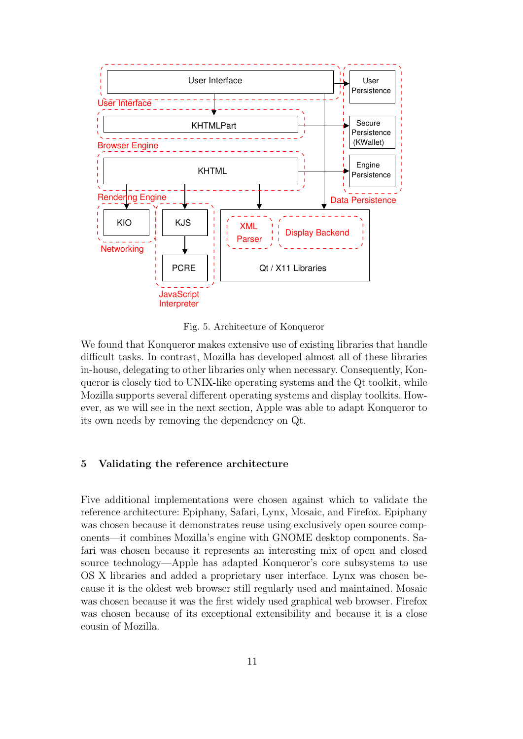Fig. 5. Architecture of Konqueror

We found that Konqueror makes extensive use of existing libraries that handle difficult tasks. In contrast, Mozilla has developed almost all of these libraries in-house, delegating to other libraries only when necessary. Consequently, Konqueror is closely tied to UNIX-like operating systems and the Qt toolkit, while Mozilla supports several different operating systems and display toolkits. However, as we will see in the next section, Apple was able to adapt Konqueror to its own needs by removing the dependency on Qt.

## 5 Validating the reference architecture

Five additional implementations were chosen against which to validate the reference architecture: Epiphany, Safari, Lynx, Mosaic, and Firefox. Epiphany was chosen because it demonstrates reuse using exclusively open source components—it combines Mozilla's engine with GNOME desktop components. Safari was chosen because it represents an interesting mix of open and closed source technology—Apple has adapted Konqueror's core subsystems to use OS X libraries and added a proprietary user interface. Lynx was chosen because it is the oldest web browser still regularly used and maintained. Mosaic was chosen because it was the first widely used graphical web browser. Firefox was chosen because of its exceptional extensibility and because it is a close cousin of Mozilla.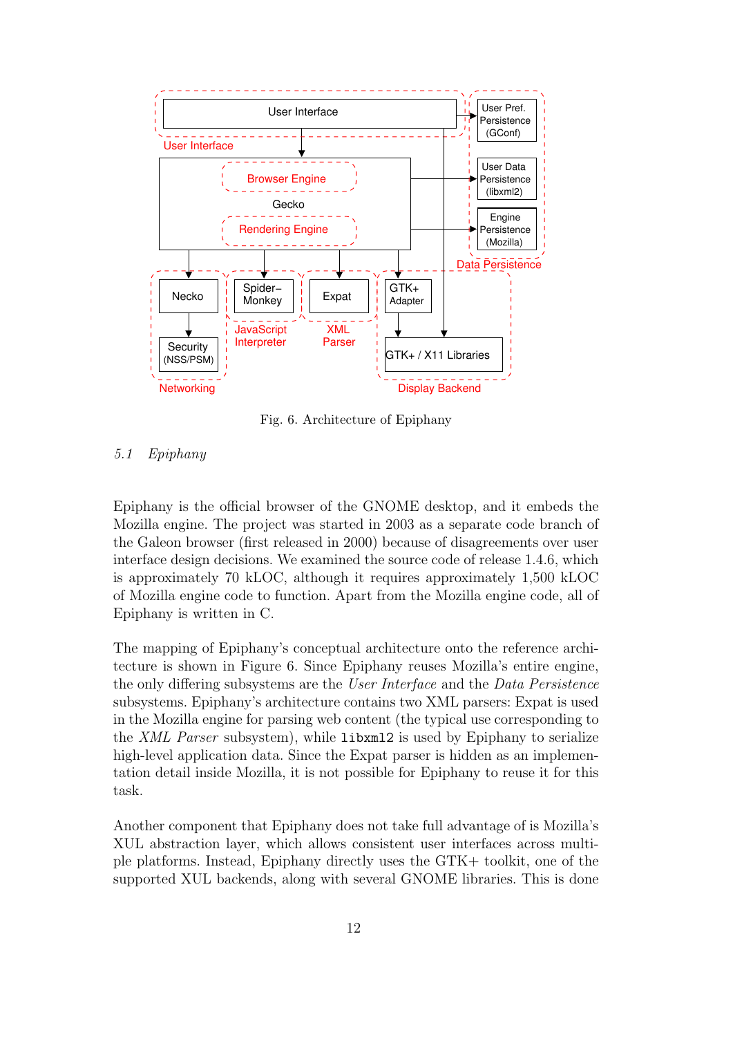Fig. 6. Architecture of Epiphany

### 5.1 *Epiphany*

Epiphany is the official browser of the GNOME desktop, and it embeds the Mozilla engine. The project was started in 2003 as a separate code branch of the Galeon browser (first released in 2000) because of disagreements over user interface design decisions. We examined the source code of release 1.4.6, which is approximately 70 kLOC, although it requires approximately 1,500 kLOC of Mozilla engine code to function. Apart from the Mozilla engine code, all of Epiphany is written in C.

The mapping of Epiphany's conceptual architecture onto the reference architecture is shown in Figure 6. Since Epiphany reuses Mozilla's entire engine, the only differing subsystems are the *User Interface* and the *Data Persistence* subsystems. Epiphany's architecture contains two XML parsers: Expat is used in the Mozilla engine for parsing web content (the typical use corresponding to the *XML Parser* subsystem), while `libxml2` is used by Epiphany to serialize high-level application data. Since the Expat parser is hidden as an implementation detail inside Mozilla, it is not possible for Epiphany to reuse it for this task.

Another component that Epiphany does not take full advantage of is Mozilla's XUL abstraction layer, which allows consistent user interfaces across multiple platforms. Instead, Epiphany directly uses the GTK+ toolkit, one of the supported XUL backends, along with several GNOME libraries. This is done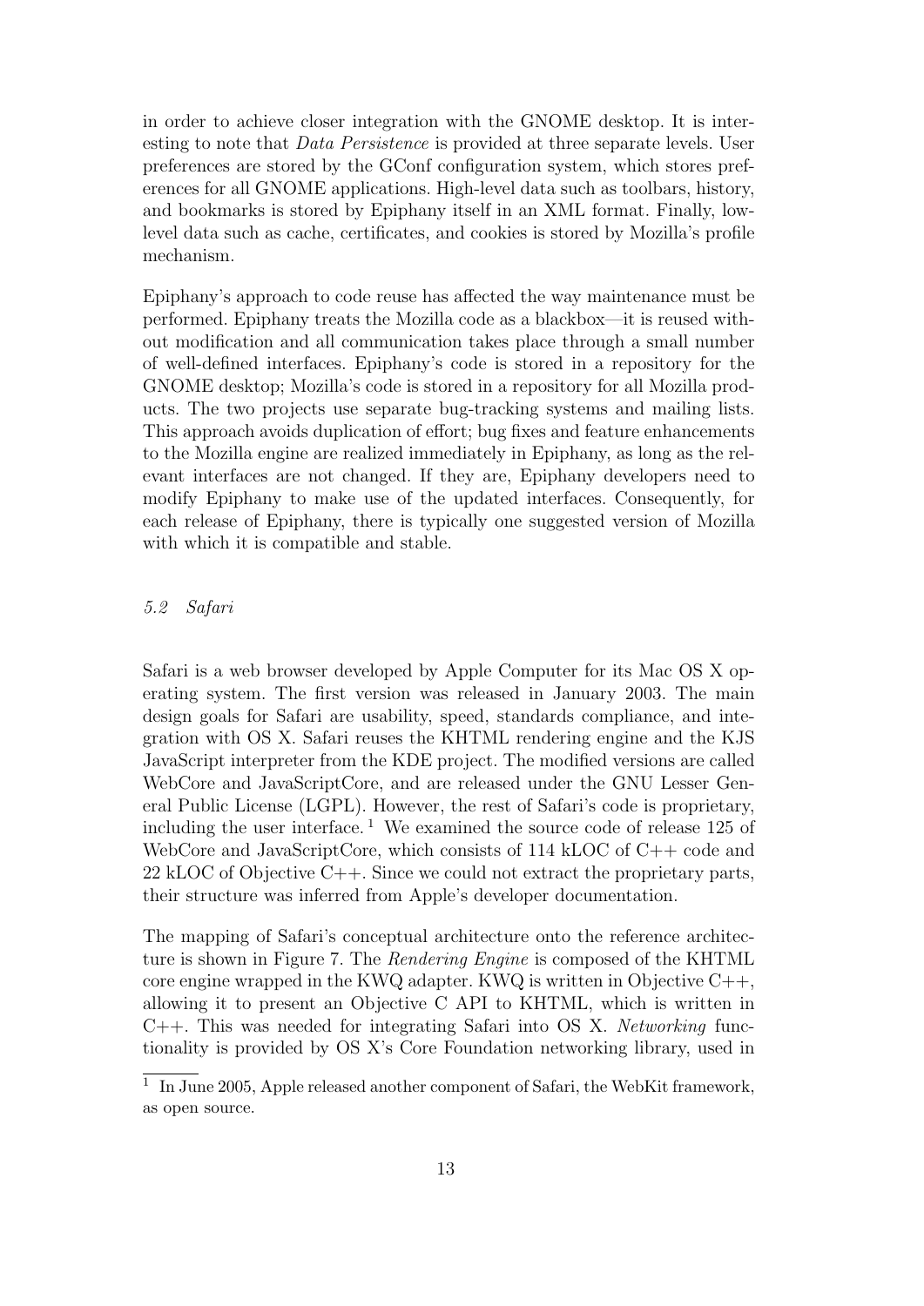in order to achieve closer integration with the GNOME desktop. It is interesting to note that *Data Persistence* is provided at three separate levels. User preferences are stored by the GConf configuration system, which stores preferences for all GNOME applications. High-level data such as toolbars, history, and bookmarks is stored by Epiphany itself in an XML format. Finally, low-level data such as cache, certificates, and cookies is stored by Mozilla's profile mechanism.

Epiphany's approach to code reuse has affected the way maintenance must be performed. Epiphany treats the Mozilla code as a blackbox—it is reused without modification and all communication takes place through a small number of well-defined interfaces. Epiphany's code is stored in a repository for the GNOME desktop; Mozilla's code is stored in a repository for all Mozilla products. The two projects use separate bug-tracking systems and mailing lists. This approach avoids duplication of effort; bug fixes and feature enhancements to the Mozilla engine are realized immediately in Epiphany, as long as the relevant interfaces are not changed. If they are, Epiphany developers need to modify Epiphany to make use of the updated interfaces. Consequently, for each release of Epiphany, there is typically one suggested version of Mozilla with which it is compatible and stable.

### *5.2 Safari*

Safari is a web browser developed by Apple Computer for its Mac OS X operating system. The first version was released in January 2003. The main design goals for Safari are usability, speed, standards compliance, and integration with OS X. Safari reuses the KHTML rendering engine and the KJS JavaScript interpreter from the KDE project. The modified versions are called WebCore and JavaScriptCore, and are released under the GNU Lesser General Public License (LGPL). However, the rest of Safari's code is proprietary, including the user interface. [1] We examined the source code of release 125 of WebCore and JavaScriptCore, which consists of 114 kLOC of C++ code and 22 kLOC of Objective C++. Since we could not extract the proprietary parts, their structure was inferred from Apple's developer documentation.

The mapping of Safari's conceptual architecture onto the reference architecture is shown in Figure 7. The *Rendering Engine* is composed of the KHTML core engine wrapped in the KWQ adapter. KWQ is written in Objective C++, allowing it to present an Objective C API to KHTML, which is written in C++. This was needed for integrating Safari into OS X. *Networking* functionality is provided by OS X's Core Foundation networking library, used in

[1] In June 2005, Apple released another component of Safari, the WebKit framework, as open source.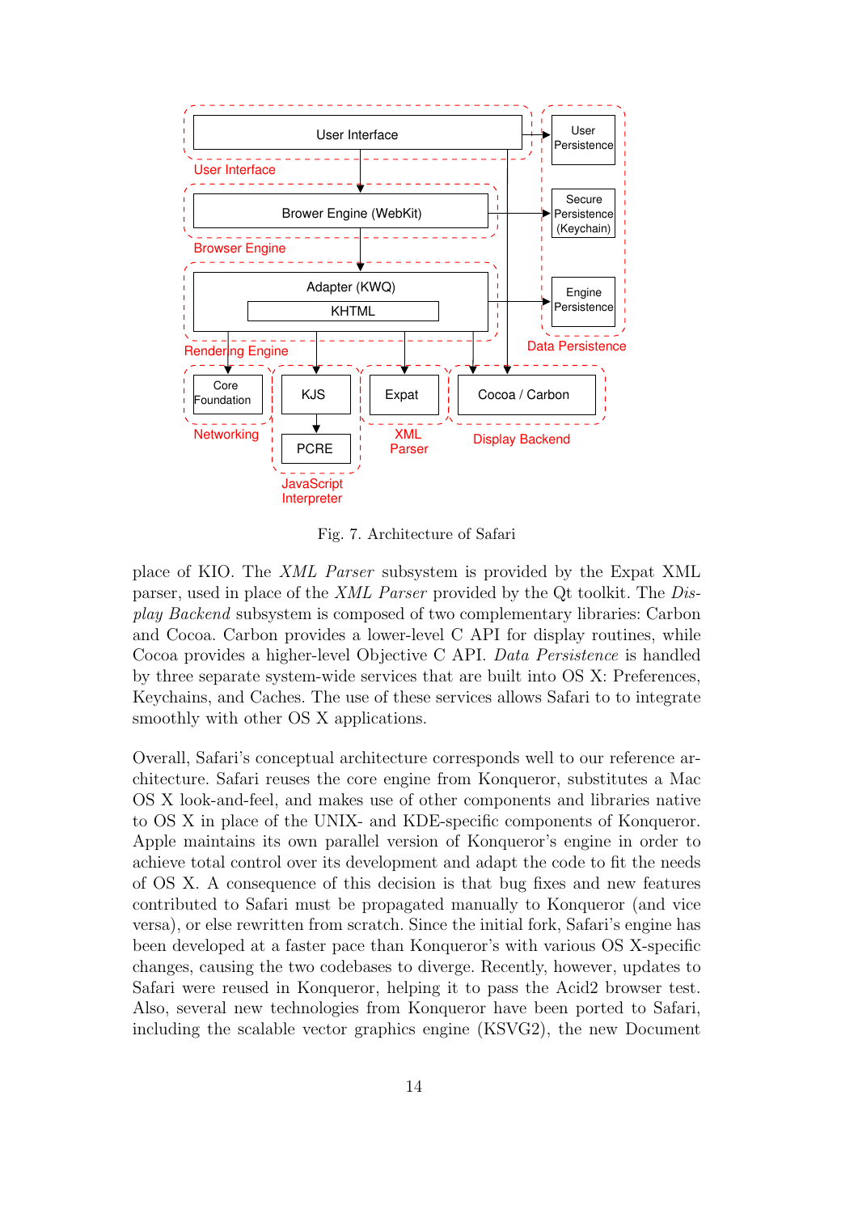Fig. 7. Architecture of Safari

place of KIO. The *XML Parser* subsystem is provided by the Expat XML parser, used in place of the *XML Parser* provided by the Qt toolkit. The *Display Backend* subsystem is composed of two complementary libraries: Carbon and Cocoa. Carbon provides a lower-level C API for display routines, while Cocoa provides a higher-level Objective C API. *Data Persistence* is handled by three separate system-wide services that are built into OS X: Preferences, Keychains, and Caches. The use of these services allows Safari to to integrate smoothly with other OS X applications.

Overall, Safari's conceptual architecture corresponds well to our reference architecture. Safari reuses the core engine from Konqueror, substitutes a Mac OS X look-and-feel, and makes use of other components and libraries native to OS X in place of the UNIX- and KDE-specific components of Konqueror. Apple maintains its own parallel version of Konqueror's engine in order to achieve total control over its development and adapt the code to fit the needs of OS X. A consequence of this decision is that bug fixes and new features contributed to Safari must be propagated manually to Konqueror (and vice versa), or else rewritten from scratch. Since the initial fork, Safari's engine has been developed at a faster pace than Konqueror's with various OS X-specific changes, causing the two codebases to diverge. Recently, however, updates to Safari were reused in Konqueror, helping it to pass the Acid2 browser test. Also, several new technologies from Konqueror have been ported to Safari, including the scalable vector graphics engine (KSVG2), the new Document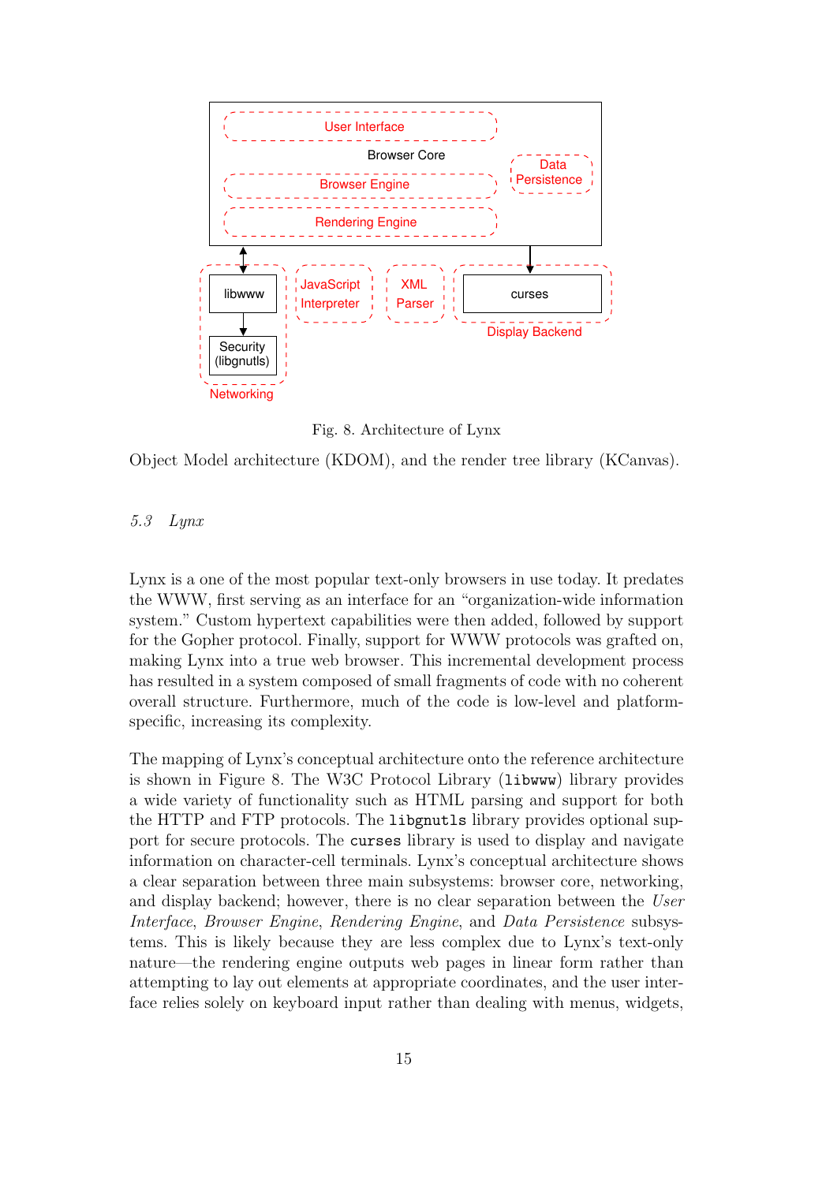Fig. 8. Architecture of Lynx

Object Model architecture (KDOM), and the render tree library (KCanvas).

### 5.3 Lynx

Lynx is a one of the most popular text-only browsers in use today. It predates the WWW, first serving as an interface for an "organization-wide information system." Custom hypertext capabilities were then added, followed by support for the Gopher protocol. Finally, support for WWW protocols was grafted on, making Lynx into a true web browser. This incremental development process has resulted in a system composed of small fragments of code with no coherent overall structure. Furthermore, much of the code is low-level and platform-specific, increasing its complexity.

The mapping of Lynx's conceptual architecture onto the reference architecture is shown in Figure 8. The W3C Protocol Library (`libwww`) library provides a wide variety of functionality such as HTML parsing and support for both the HTTP and FTP protocols. The `libgnutls` library provides optional support for secure protocols. The `curses` library is used to display and navigate information on character-cell terminals. Lynx's conceptual architecture shows a clear separation between three main subsystems: browser core, networking, and display backend; however, there is no clear separation between the *User Interface*, *Browser Engine*, *Rendering Engine*, and *Data Persistence* subsystems. This is likely because they are less complex due to Lynx's text-only nature—the rendering engine outputs web pages in linear form rather than attempting to lay out elements at appropriate coordinates, and the user interface relies solely on keyboard input rather than dealing with menus, widgets,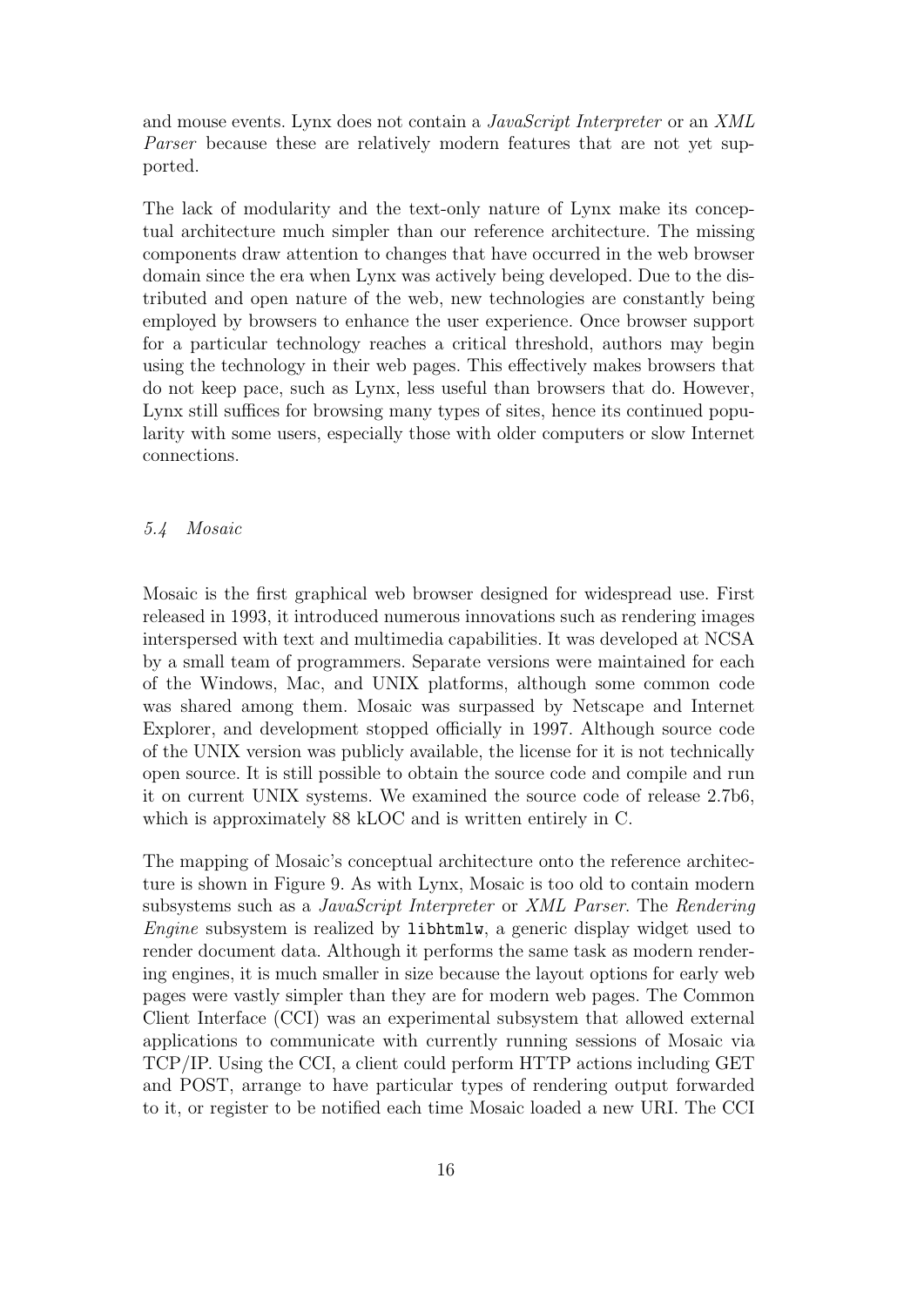and mouse events. Lynx does not contain a *JavaScript Interpreter* or an *XML Parser* because these are relatively modern features that are not yet supported.

The lack of modularity and the text-only nature of Lynx make its conceptual architecture much simpler than our reference architecture. The missing components draw attention to changes that have occurred in the web browser domain since the era when Lynx was actively being developed. Due to the distributed and open nature of the web, new technologies are constantly being employed by browsers to enhance the user experience. Once browser support for a particular technology reaches a critical threshold, authors may begin using the technology in their web pages. This effectively makes browsers that do not keep pace, such as Lynx, less useful than browsers that do. However, Lynx still suffices for browsing many types of sites, hence its continued popularity with some users, especially those with older computers or slow Internet connections.

### *5.4 Mosaic*

Mosaic is the first graphical web browser designed for widespread use. First released in 1993, it introduced numerous innovations such as rendering images interspersed with text and multimedia capabilities. It was developed at NCSA by a small team of programmers. Separate versions were maintained for each of the Windows, Mac, and UNIX platforms, although some common code was shared among them. Mosaic was surpassed by Netscape and Internet Explorer, and development stopped officially in 1997. Although source code of the UNIX version was publicly available, the license for it is not technically open source. It is still possible to obtain the source code and compile and run it on current UNIX systems. We examined the source code of release 2.7b6, which is approximately 88 kLOC and is written entirely in C.

The mapping of Mosaic's conceptual architecture onto the reference architecture is shown in Figure 9. As with Lynx, Mosaic is too old to contain modern subsystems such as a *JavaScript Interpreter* or *XML Parser*. The *Rendering Engine* subsystem is realized by `libhtmlw`, a generic display widget used to render document data. Although it performs the same task as modern rendering engines, it is much smaller in size because the layout options for early web pages were vastly simpler than they are for modern web pages. The Common Client Interface (CCI) was an experimental subsystem that allowed external applications to communicate with currently running sessions of Mosaic via TCP/IP. Using the CCI, a client could perform HTTP actions including GET and POST, arrange to have particular types of rendering output forwarded to it, or register to be notified each time Mosaic loaded a new URI. The CCI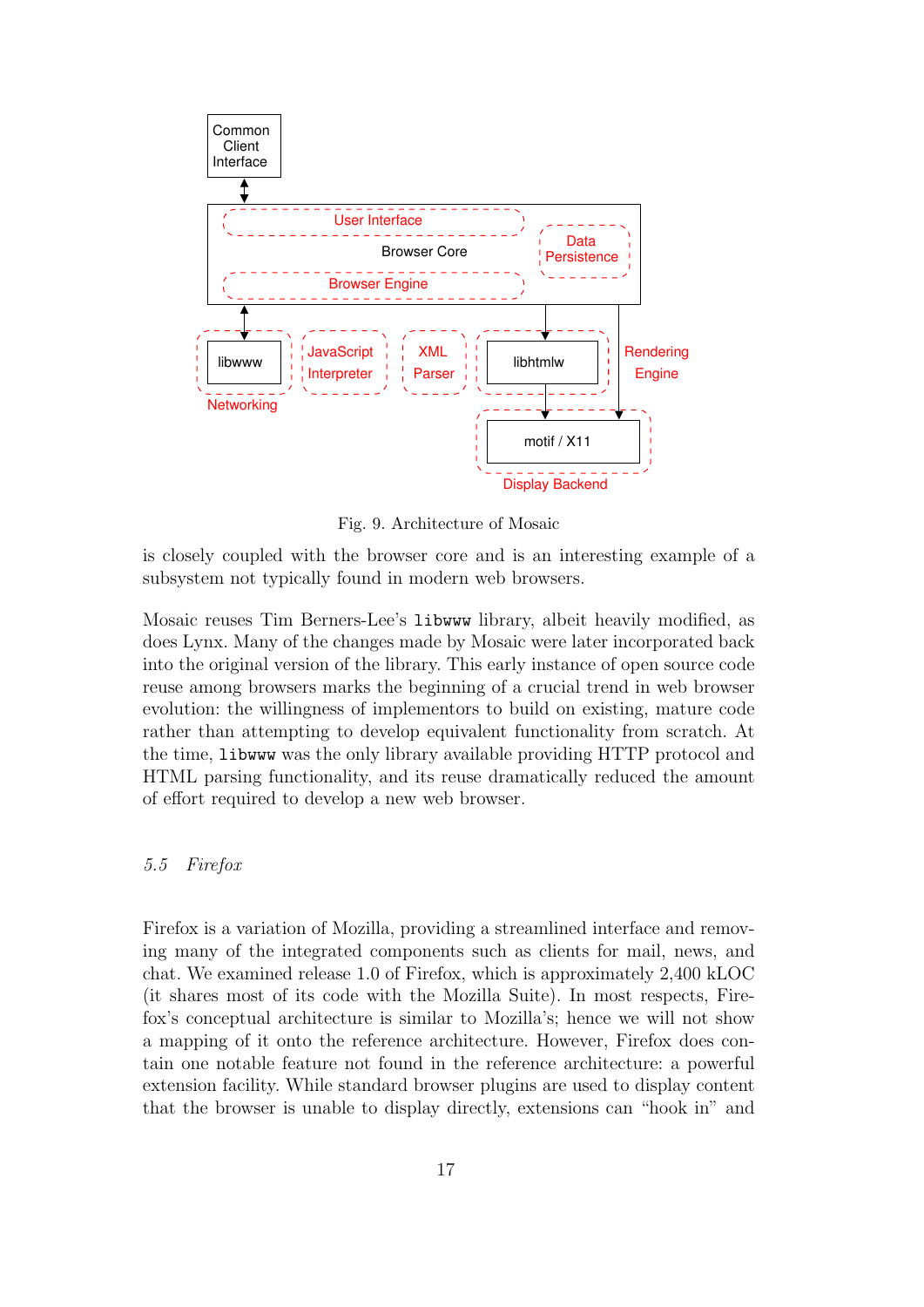Fig. 9. Architecture of Mosaic

is closely coupled with the browser core and is an interesting example of a subsystem not typically found in modern web browsers.

Mosaic reuses Tim Berners-Lee's `libwww` library, albeit heavily modified, as does Lynx. Many of the changes made by Mosaic were later incorporated back into the original version of the library. This early instance of open source code reuse among browsers marks the beginning of a crucial trend in web browser evolution: the willingness of implementors to build on existing, mature code rather than attempting to develop equivalent functionality from scratch. At the time, `libwww` was the only library available providing HTTP protocol and HTML parsing functionality, and its reuse dramatically reduced the amount of effort required to develop a new web browser.

### *5.5 Firefox*

Firefox is a variation of Mozilla, providing a streamlined interface and removing many of the integrated components such as clients for mail, news, and chat. We examined release 1.0 of Firefox, which is approximately 2,400 kLOC (it shares most of its code with the Mozilla Suite). In most respects, Firefox's conceptual architecture is similar to Mozilla's; hence we will not show a mapping of it onto the reference architecture. However, Firefox does contain one notable feature not found in the reference architecture: a powerful extension facility. While standard browser plugins are used to display content that the browser is unable to display directly, extensions can "hook in" and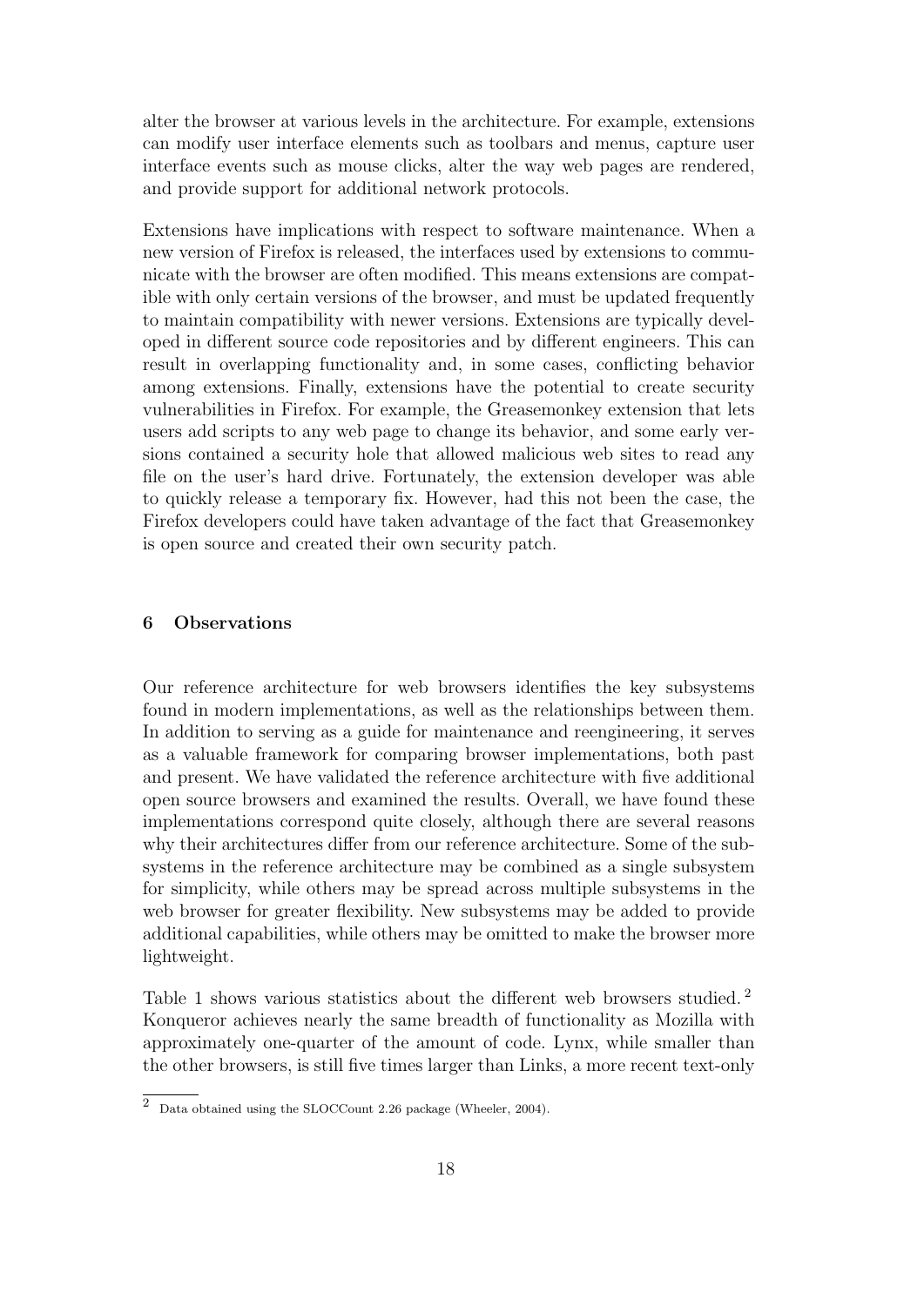alter the browser at various levels in the architecture. For example, extensions can modify user interface elements such as toolbars and menus, capture user interface events such as mouse clicks, alter the way web pages are rendered, and provide support for additional network protocols.

Extensions have implications with respect to software maintenance. When a new version of Firefox is released, the interfaces used by extensions to communicate with the browser are often modified. This means extensions are compatible with only certain versions of the browser, and must be updated frequently to maintain compatibility with newer versions. Extensions are typically developed in different source code repositories and by different engineers. This can result in overlapping functionality and, in some cases, conflicting behavior among extensions. Finally, extensions have the potential to create security vulnerabilities in Firefox. For example, the Greasemonkey extension that lets users add scripts to any web page to change its behavior, and some early versions contained a security hole that allowed malicious web sites to read any file on the user's hard drive. Fortunately, the extension developer was able to quickly release a temporary fix. However, had this not been the case, the Firefox developers could have taken advantage of the fact that Greasemonkey is open source and created their own security patch.

## 6 Observations

Our reference architecture for web browsers identifies the key subsystems found in modern implementations, as well as the relationships between them. In addition to serving as a guide for maintenance and reengineering, it serves as a valuable framework for comparing browser implementations, both past and present. We have validated the reference architecture with five additional open source browsers and examined the results. Overall, we have found these implementations correspond quite closely, although there are several reasons why their architectures differ from our reference architecture. Some of the subsystems in the reference architecture may be combined as a single subsystem for simplicity, while others may be spread across multiple subsystems in the web browser for greater flexibility. New subsystems may be added to provide additional capabilities, while others may be omitted to make the browser more lightweight.

Table 1 shows various statistics about the different web browsers studied. [2] Konqueror achieves nearly the same breadth of functionality as Mozilla with approximately one-quarter of the amount of code. Lynx, while smaller than the other browsers, is still five times larger than Links, a more recent text-only

[2] Data obtained using the SLOCCount 2.26 package (Wheeler, 2004).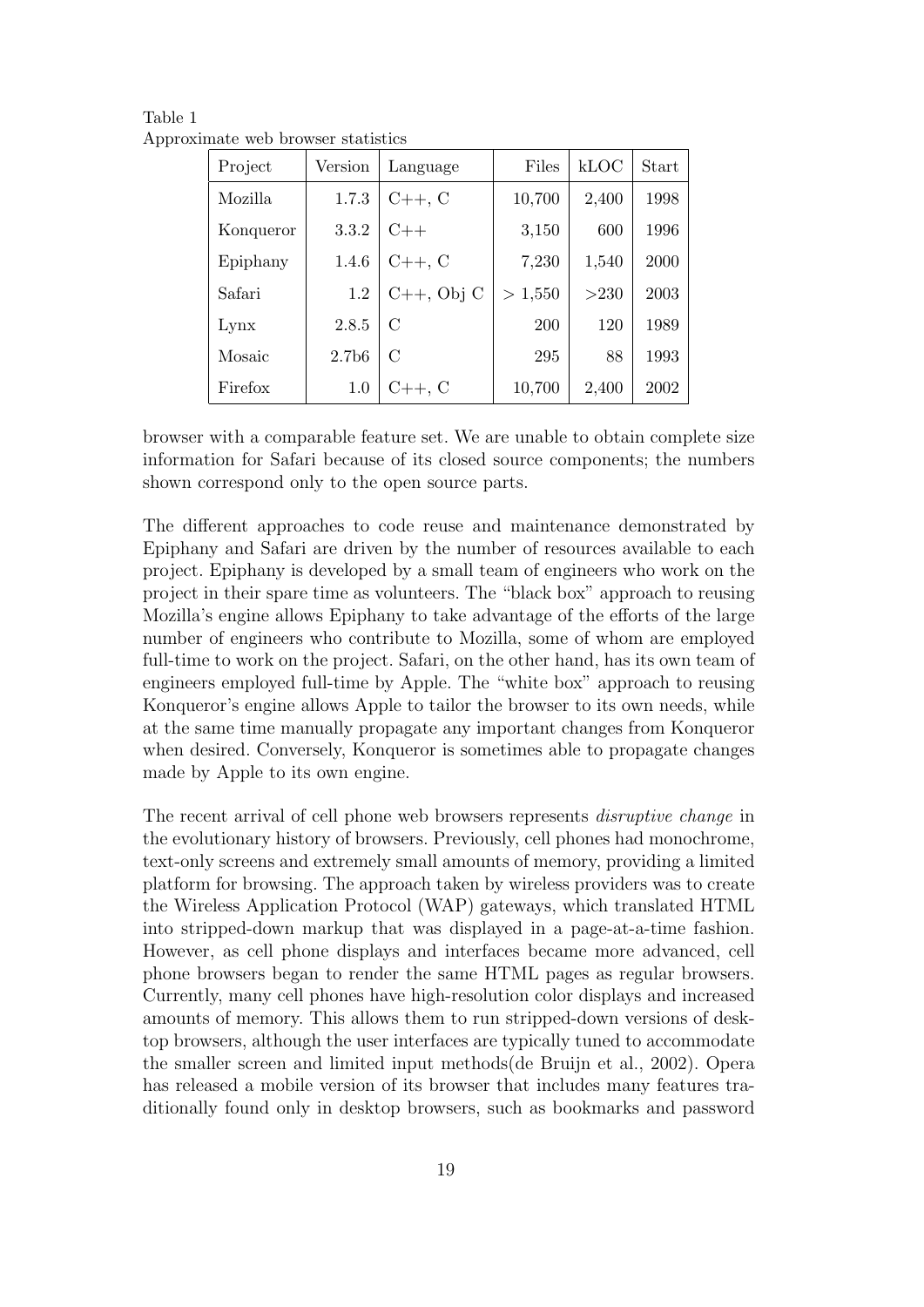Table 1
Approximate web browser statistics

| Project | Version | Language | Files | kLOC | Start |
|---|---|---|---|---|---|
| Mozilla | 1.7.3 | C++, C | 10,700 | 2,400 | 1998 |
| Konqueror | 3.3.2 | C++ | 3,150 | 600 | 1996 |
| Epiphany | 1.4.6 | C++, C | 7,230 | 1,540 | 2000 |
| Safari | 1.2 | C++, Obj C | > 1,550 | >230 | 2003 |
| Lynx | 2.8.5 | C | 200 | 120 | 1989 |
| Mosaic | 2.7b6 | C | 295 | 88 | 1993 |
| Firefox | 1.0 | C++, C | 10,700 | 2,400 | 2002 |

browser with a comparable feature set. We are unable to obtain complete size information for Safari because of its closed source components; the numbers shown correspond only to the open source parts.

The different approaches to code reuse and maintenance demonstrated by Epiphany and Safari are driven by the number of resources available to each project. Epiphany is developed by a small team of engineers who work on the project in their spare time as volunteers. The "black box" approach to reusing Mozilla's engine allows Epiphany to take advantage of the efforts of the large number of engineers who contribute to Mozilla, some of whom are employed full-time to work on the project. Safari, on the other hand, has its own team of engineers employed full-time by Apple. The "white box" approach to reusing Konqueror's engine allows Apple to tailor the browser to its own needs, while at the same time manually propagate any important changes from Konqueror when desired. Conversely, Konqueror is sometimes able to propagate changes made by Apple to its own engine.

The recent arrival of cell phone web browsers represents *disruptive change* in the evolutionary history of browsers. Previously, cell phones had monochrome, text-only screens and extremely small amounts of memory, providing a limited platform for browsing. The approach taken by wireless providers was to create the Wireless Application Protocol (WAP) gateways, which translated HTML into stripped-down markup that was displayed in a page-at-a-time fashion. However, as cell phone displays and interfaces became more advanced, cell phone browsers began to render the same HTML pages as regular browsers. Currently, many cell phones have high-resolution color displays and increased amounts of memory. This allows them to run stripped-down versions of desktop browsers, although the user interfaces are typically tuned to accommodate the smaller screen and limited input methods(de Bruijn et al., 2002). Opera has released a mobile version of its browser that includes many features traditionally found only in desktop browsers, such as bookmarks and password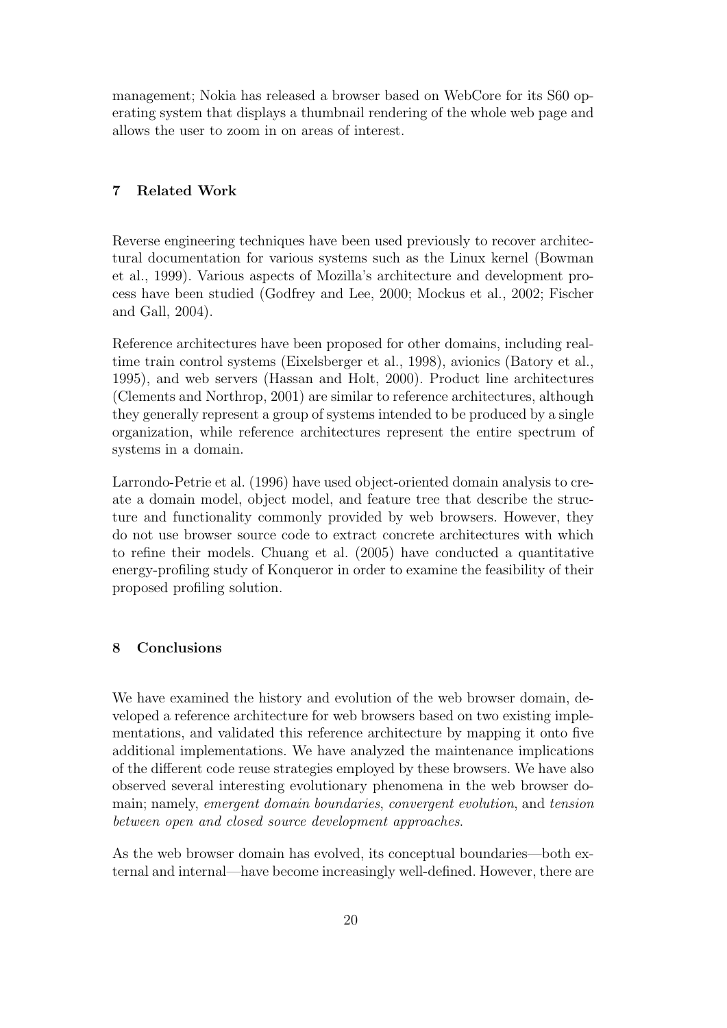management; Nokia has released a browser based on WebCore for its S60 operating system that displays a thumbnail rendering of the whole web page and allows the user to zoom in on areas of interest.

## 7 Related Work

Reverse engineering techniques have been used previously to recover architectural documentation for various systems such as the Linux kernel (Bowman et al., 1999). Various aspects of Mozilla's architecture and development process have been studied (Godfrey and Lee, 2000; Mockus et al., 2002; Fischer and Gall, 2004).

Reference architectures have been proposed for other domains, including real-time train control systems (Eixelsberger et al., 1998), avionics (Batory et al., 1995), and web servers (Hassan and Holt, 2000). Product line architectures (Clements and Northrop, 2001) are similar to reference architectures, although they generally represent a group of systems intended to be produced by a single organization, while reference architectures represent the entire spectrum of systems in a domain.

Larrondo-Petrie et al. (1996) have used object-oriented domain analysis to create a domain model, object model, and feature tree that describe the structure and functionality commonly provided by web browsers. However, they do not use browser source code to extract concrete architectures with which to refine their models. Chuang et al. (2005) have conducted a quantitative energy-profiling study of Konqueror in order to examine the feasibility of their proposed profiling solution.

## 8 Conclusions

We have examined the history and evolution of the web browser domain, developed a reference architecture for web browsers based on two existing implementations, and validated this reference architecture by mapping it onto five additional implementations. We have analyzed the maintenance implications of the different code reuse strategies employed by these browsers. We have also observed several interesting evolutionary phenomena in the web browser domain; namely, *emergent domain boundaries*, *convergent evolution*, and *tension between open and closed source development approaches*.

As the web browser domain has evolved, its conceptual boundaries—both external and internal—have become increasingly well-defined. However, there are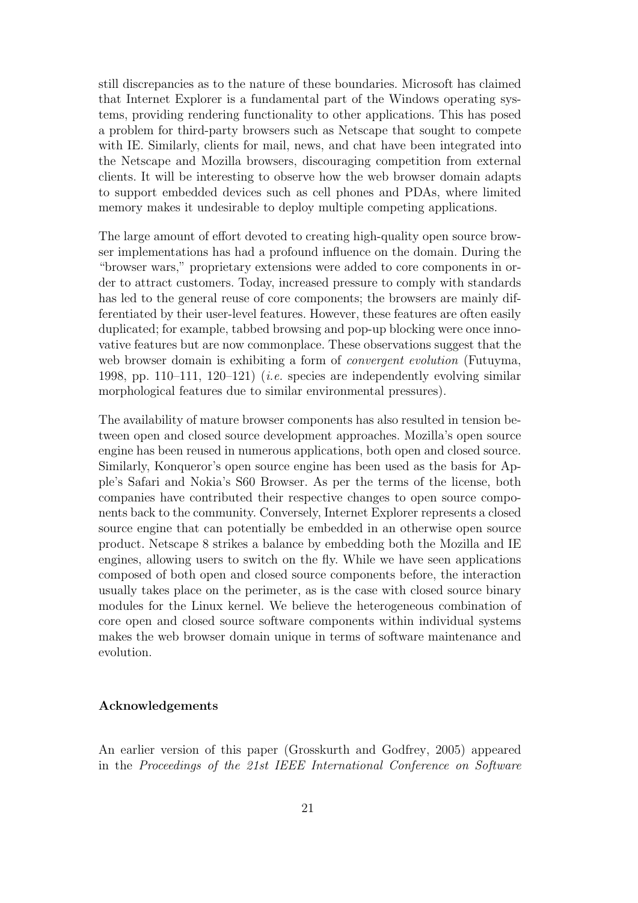still discrepancies as to the nature of these boundaries. Microsoft has claimed that Internet Explorer is a fundamental part of the Windows operating systems, providing rendering functionality to other applications. This has posed a problem for third-party browsers such as Netscape that sought to compete with IE. Similarly, clients for mail, news, and chat have been integrated into the Netscape and Mozilla browsers, discouraging competition from external clients. It will be interesting to observe how the web browser domain adapts to support embedded devices such as cell phones and PDAs, where limited memory makes it undesirable to deploy multiple competing applications.

The large amount of effort devoted to creating high-quality open source browser implementations has had a profound influence on the domain. During the "browser wars," proprietary extensions were added to core components in order to attract customers. Today, increased pressure to comply with standards has led to the general reuse of core components; the browsers are mainly differentiated by their user-level features. However, these features are often easily duplicated; for example, tabbed browsing and pop-up blocking were once innovative features but are now commonplace. These observations suggest that the web browser domain is exhibiting a form of *convergent evolution* (Futuyma, 1998, pp. 110–111, 120–121) (*i.e.* species are independently evolving similar morphological features due to similar environmental pressures).

The availability of mature browser components has also resulted in tension between open and closed source development approaches. Mozilla's open source engine has been reused in numerous applications, both open and closed source. Similarly, Konqueror's open source engine has been used as the basis for Apple's Safari and Nokia's S60 Browser. As per the terms of the license, both companies have contributed their respective changes to open source components back to the community. Conversely, Internet Explorer represents a closed source engine that can potentially be embedded in an otherwise open source product. Netscape 8 strikes a balance by embedding both the Mozilla and IE engines, allowing users to switch on the fly. While we have seen applications composed of both open and closed source components before, the interaction usually takes place on the perimeter, as is the case with closed source binary modules for the Linux kernel. We believe the heterogeneous combination of core open and closed source software components within individual systems makes the web browser domain unique in terms of software maintenance and evolution.

### Acknowledgements

An earlier version of this paper (Grosskurth and Godfrey, 2005) appeared in the *Proceedings of the 21st IEEE International Conference on Software*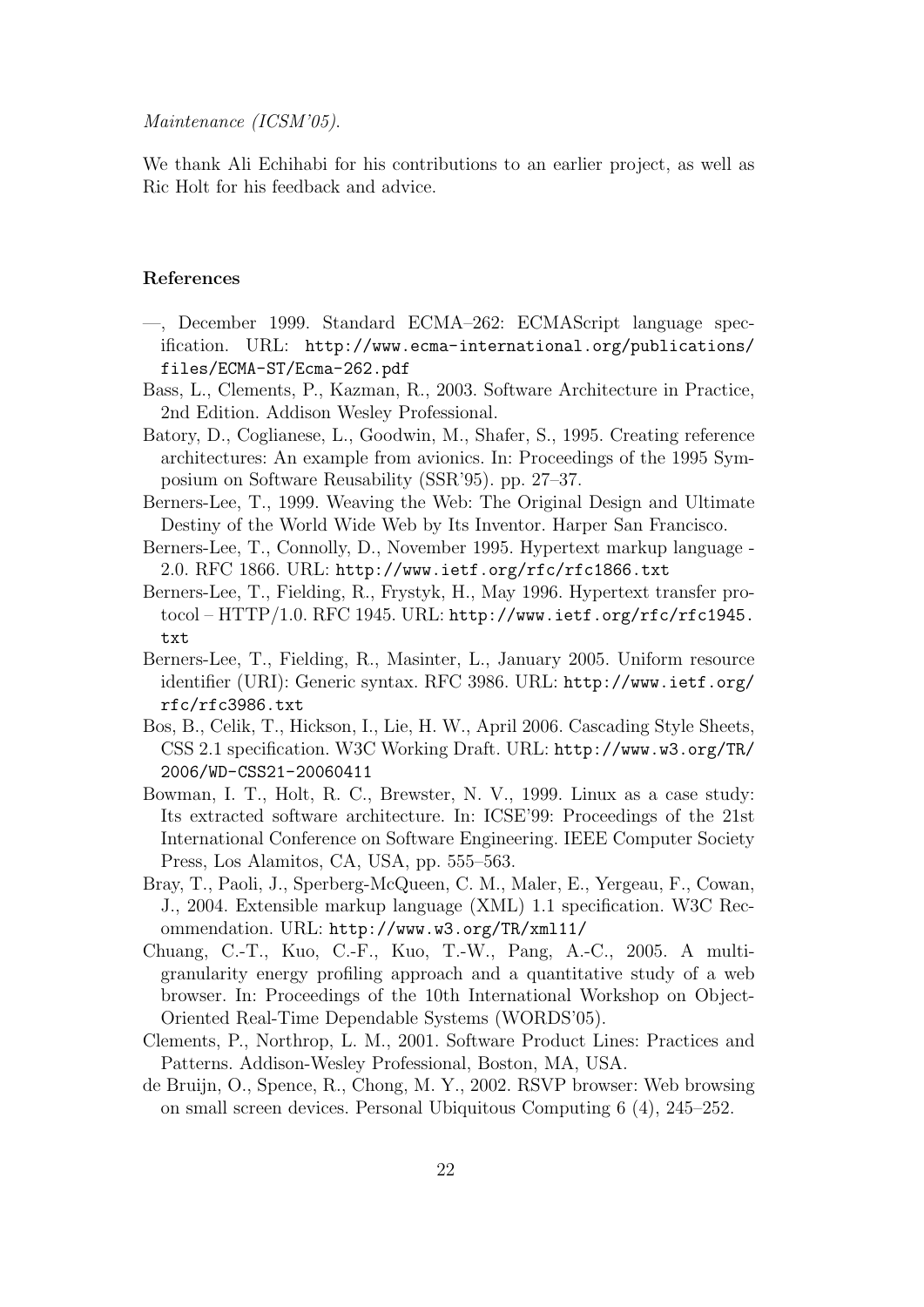*Maintenance (ICSM'05).*

We thank Ali Echihabi for his contributions to an earlier project, as well as Ric Holt for his feedback and advice.

## References

—, December 1999. Standard ECMA–262: ECMAScript language specification. URL: http://www.ecma-international.org/publications/files/ECMA-ST/Ecma-262.pdf

Bass, L., Clements, P., Kazman, R., 2003. Software Architecture in Practice, 2nd Edition. Addison Wesley Professional.

Batory, D., Coglianese, L., Goodwin, M., Shafer, S., 1995. Creating reference architectures: An example from avionics. In: Proceedings of the 1995 Symposium on Software Reusability (SSR'95). pp. 27–37.

Berners-Lee, T., 1999. Weaving the Web: The Original Design and Ultimate Destiny of the World Wide Web by Its Inventor. Harper San Francisco.

Berners-Lee, T., Connolly, D., November 1995. Hypertext markup language - 2.0. RFC 1866. URL: http://www.ietf.org/rfc/rfc1866.txt

Berners-Lee, T., Fielding, R., Frystyk, H., May 1996. Hypertext transfer protocol – HTTP/1.0. RFC 1945. URL: http://www.ietf.org/rfc/rfc1945.txt

Berners-Lee, T., Fielding, R., Masinter, L., January 2005. Uniform resource identifier (URI): Generic syntax. RFC 3986. URL: http://www.ietf.org/rfc/rfc3986.txt

Bos, B., Celik, T., Hickson, I., Lie, H. W., April 2006. Cascading Style Sheets, CSS 2.1 specification. W3C Working Draft. URL: http://www.w3.org/TR/2006/WD-CSS21-20060411

Bowman, I. T., Holt, R. C., Brewster, N. V., 1999. Linux as a case study: Its extracted software architecture. In: ICSE'99: Proceedings of the 21st International Conference on Software Engineering. IEEE Computer Society Press, Los Alamitos, CA, USA, pp. 555–563.

Bray, T., Paoli, J., Sperberg-McQueen, C. M., Maler, E., Yergeau, F., Cowan, J., 2004. Extensible markup language (XML) 1.1 specification. W3C Recommendation. URL: http://www.w3.org/TR/xml11/

Chuang, C.-T., Kuo, C.-F., Kuo, T.-W., Pang, A.-C., 2005. A multi-granularity energy profiling approach and a quantitative study of a web browser. In: Proceedings of the 10th International Workshop on Object-Oriented Real-Time Dependable Systems (WORDS'05).

Clements, P., Northrop, L. M., 2001. Software Product Lines: Practices and Patterns. Addison-Wesley Professional, Boston, MA, USA.

de Bruijn, O., Spence, R., Chong, M. Y., 2002. RSVP browser: Web browsing on small screen devices. Personal Ubiquitous Computing 6 (4), 245–252.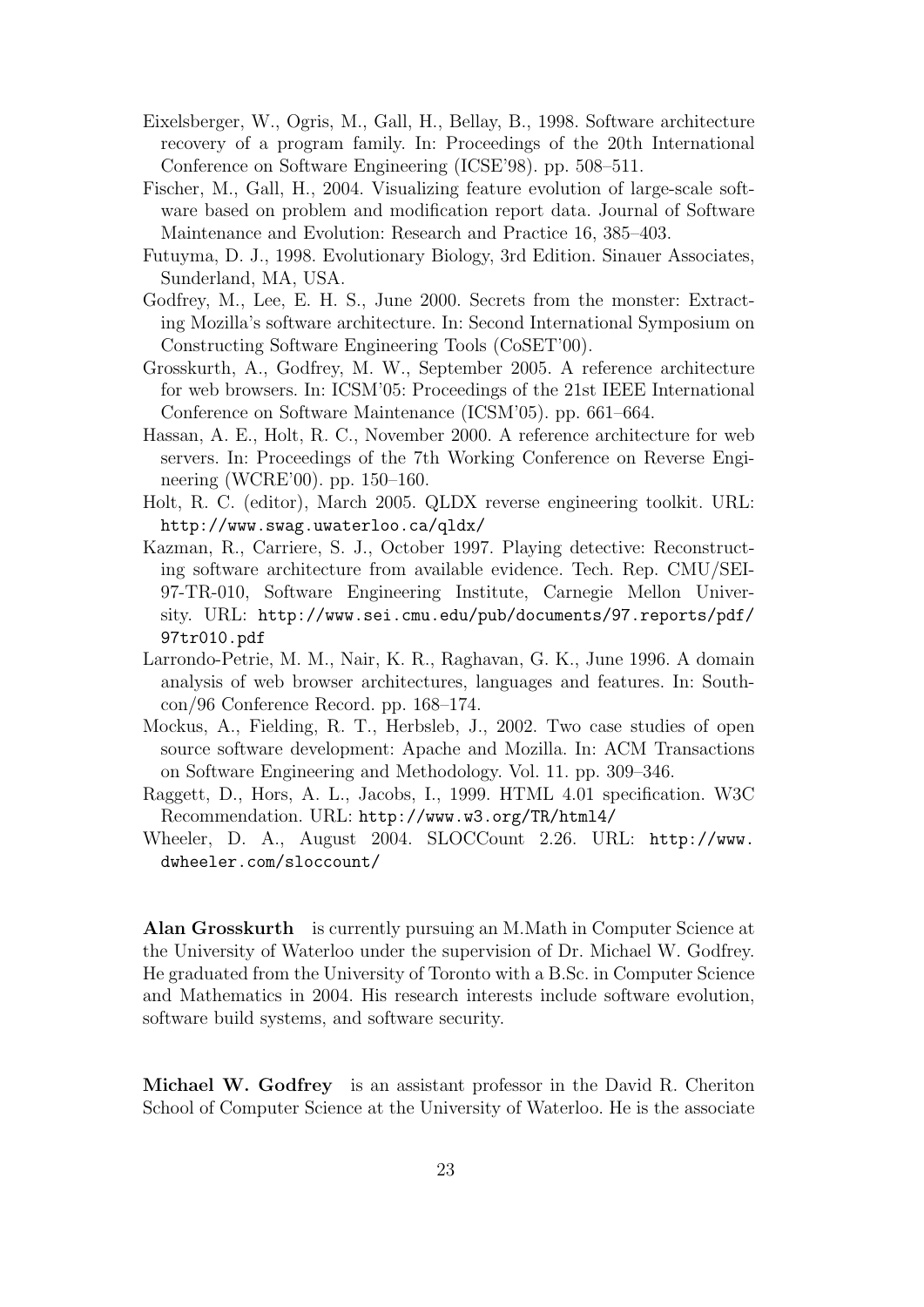Eixelsberger, W., Ogris, M., Gall, H., Bellay, B., 1998. Software architecture recovery of a program family. In: Proceedings of the 20th International Conference on Software Engineering (ICSE'98). pp. 508–511.

Fischer, M., Gall, H., 2004. Visualizing feature evolution of large-scale software based on problem and modification report data. Journal of Software Maintenance and Evolution: Research and Practice 16, 385–403.

Futuyma, D. J., 1998. Evolutionary Biology, 3rd Edition. Sinauer Associates, Sunderland, MA, USA.

Godfrey, M., Lee, E. H. S., June 2000. Secrets from the monster: Extracting Mozilla's software architecture. In: Second International Symposium on Constructing Software Engineering Tools (CoSET'00).

Grosskurth, A., Godfrey, M. W., September 2005. A reference architecture for web browsers. In: ICSM'05: Proceedings of the 21st IEEE International Conference on Software Maintenance (ICSM'05). pp. 661–664.

Hassan, A. E., Holt, R. C., November 2000. A reference architecture for web servers. In: Proceedings of the 7th Working Conference on Reverse Engineering (WCRE'00). pp. 150–160.

Holt, R. C. (editor), March 2005. QLDX reverse engineering toolkit. URL: `http://www.swag.uwaterloo.ca/qldx/`

Kazman, R., Carriere, S. J., October 1997. Playing detective: Reconstructing software architecture from available evidence. Tech. Rep. CMU/SEI-97-TR-010, Software Engineering Institute, Carnegie Mellon University. URL: `http://www.sei.cmu.edu/pub/documents/97.reports/pdf/97tr010.pdf`

Larrondo-Petrie, M. M., Nair, K. R., Raghavan, G. K., June 1996. A domain analysis of web browser architectures, languages and features. In: Southcon/96 Conference Record. pp. 168–174.

Mockus, A., Fielding, R. T., Herbsleb, J., 2002. Two case studies of open source software development: Apache and Mozilla. In: ACM Transactions on Software Engineering and Methodology. Vol. 11. pp. 309–346.

Raggett, D., Hors, A. L., Jacobs, I., 1999. HTML 4.01 specification. W3C Recommendation. URL: `http://www.w3.org/TR/html4/`

Wheeler, D. A., August 2004. SLOCCount 2.26. URL: `http://www.dwheeler.com/sloccount/`

**Alan Grosskurth** is currently pursuing an M.Math in Computer Science at the University of Waterloo under the supervision of Dr. Michael W. Godfrey. He graduated from the University of Toronto with a B.Sc. in Computer Science and Mathematics in 2004. His research interests include software evolution, software build systems, and software security.

**Michael W. Godfrey** is an assistant professor in the David R. Cheriton School of Computer Science at the University of Waterloo. He is the associate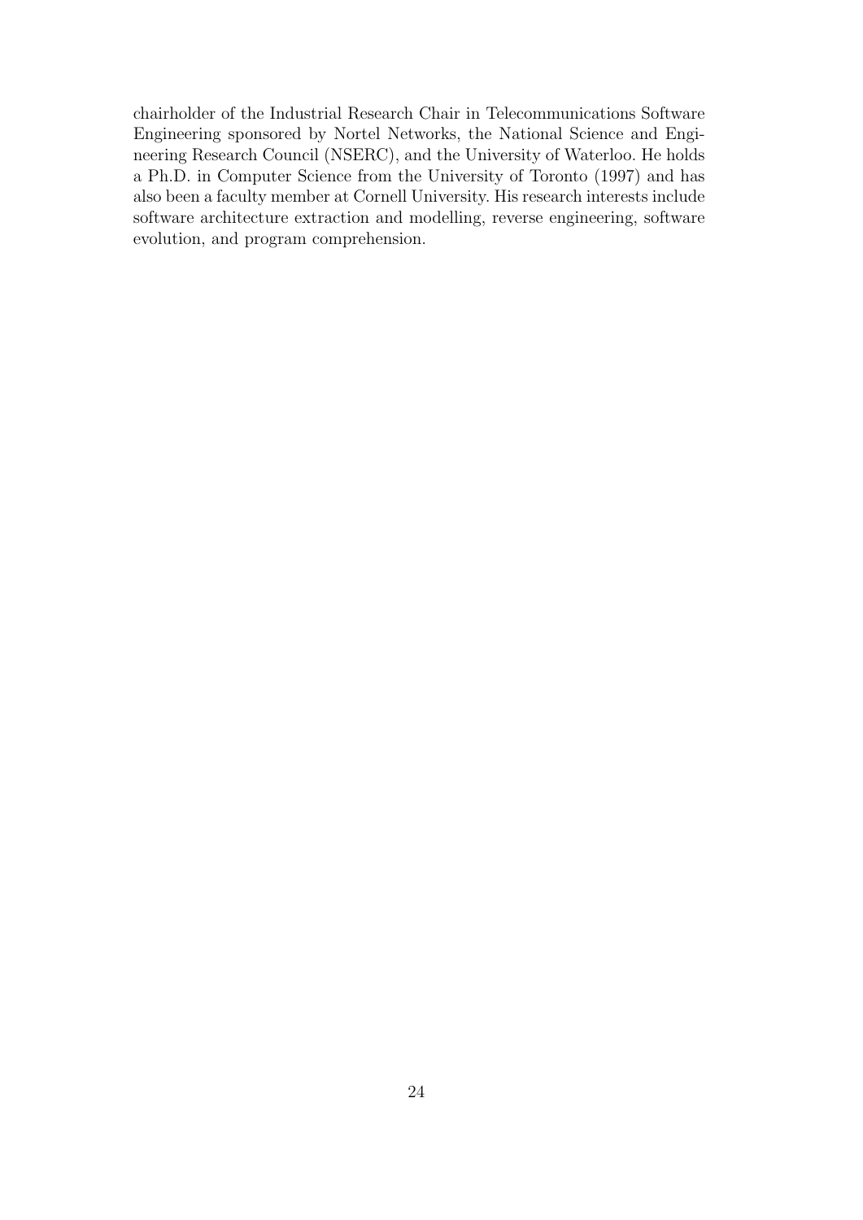chairholder of the Industrial Research Chair in Telecommunications Software Engineering sponsored by Nortel Networks, the National Science and Engineering Research Council (NSERC), and the University of Waterloo. He holds a Ph.D. in Computer Science from the University of Toronto (1997) and has also been a faculty member at Cornell University. His research interests include software architecture extraction and modelling, reverse engineering, software evolution, and program comprehension.